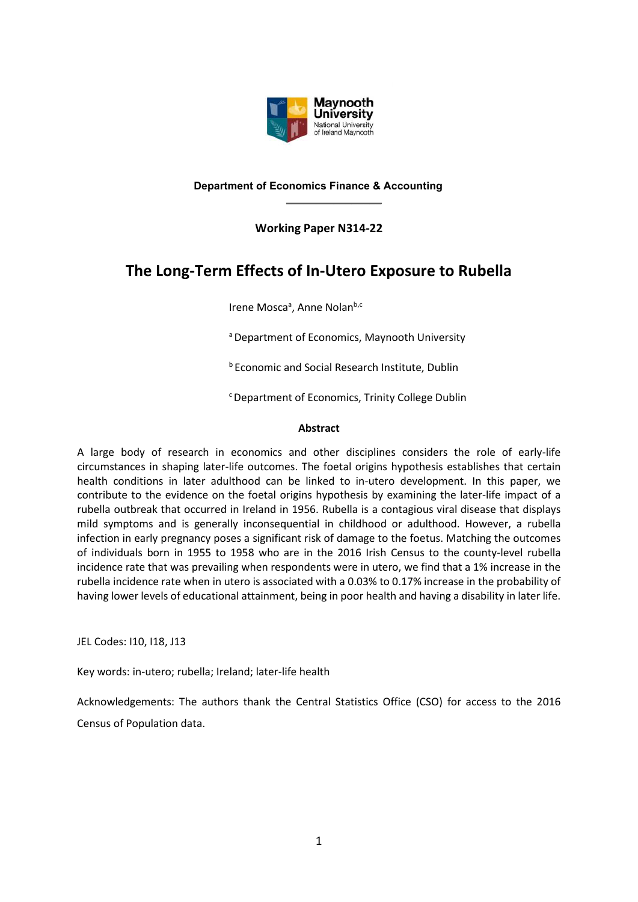Department of Economics Finance & Accounting

Working Paper N314-22

# The Long-Term Effects of In-Utero Exposure to Rubella

Irene Mosca[a], Anne Nolan[b,c]

[a] Department of Economics, Maynooth University

[b] Economic and Social Research Institute, Dublin

[c] Department of Economics, Trinity College Dublin

## Abstract

A large body of research in economics and other disciplines considers the role of early-life circumstances in shaping later-life outcomes. The foetal origins hypothesis establishes that certain health conditions in later adulthood can be linked to in-utero development. In this paper, we contribute to the evidence on the foetal origins hypothesis by examining the later-life impact of a rubella outbreak that occurred in Ireland in 1956. Rubella is a contagious viral disease that displays mild symptoms and is generally inconsequential in childhood or adulthood. However, a rubella infection in early pregnancy poses a significant risk of damage to the foetus. Matching the outcomes of individuals born in 1955 to 1958 who are in the 2016 Irish Census to the county-level rubella incidence rate that was prevailing when respondents were in utero, we find that a 1% increase in the rubella incidence rate when in utero is associated with a 0.03% to 0.17% increase in the probability of having lower levels of educational attainment, being in poor health and having a disability in later life.

JEL Codes: I10, I18, J13

Key words: in-utero; rubella; Ireland; later-life health

Acknowledgements: The authors thank the Central Statistics Office (CSO) for access to the 2016 Census of Population data.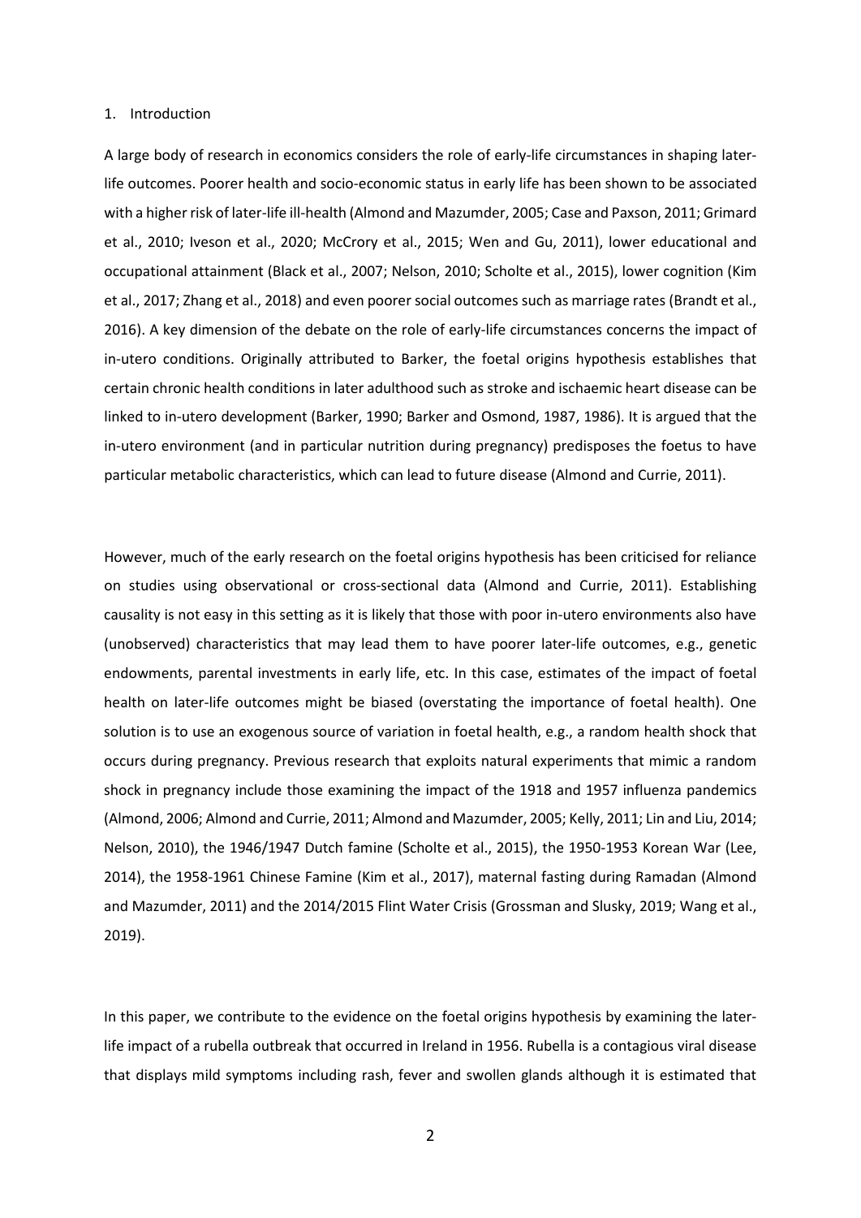## 1. Introduction

A large body of research in economics considers the role of early-life circumstances in shaping later-life outcomes. Poorer health and socio-economic status in early life has been shown to be associated with a higher risk of later-life ill-health (Almond and Mazumder, 2005; Case and Paxson, 2011; Grimard et al., 2010; Iveson et al., 2020; McCrory et al., 2015; Wen and Gu, 2011), lower educational and occupational attainment (Black et al., 2007; Nelson, 2010; Scholte et al., 2015), lower cognition (Kim et al., 2017; Zhang et al., 2018) and even poorer social outcomes such as marriage rates (Brandt et al., 2016). A key dimension of the debate on the role of early-life circumstances concerns the impact of in-utero conditions. Originally attributed to Barker, the foetal origins hypothesis establishes that certain chronic health conditions in later adulthood such as stroke and ischaemic heart disease can be linked to in-utero development (Barker, 1990; Barker and Osmond, 1987, 1986). It is argued that the in-utero environment (and in particular nutrition during pregnancy) predisposes the foetus to have particular metabolic characteristics, which can lead to future disease (Almond and Currie, 2011).

However, much of the early research on the foetal origins hypothesis has been criticised for reliance on studies using observational or cross-sectional data (Almond and Currie, 2011). Establishing causality is not easy in this setting as it is likely that those with poor in-utero environments also have (unobserved) characteristics that may lead them to have poorer later-life outcomes, e.g., genetic endowments, parental investments in early life, etc. In this case, estimates of the impact of foetal health on later-life outcomes might be biased (overstating the importance of foetal health). One solution is to use an exogenous source of variation in foetal health, e.g., a random health shock that occurs during pregnancy. Previous research that exploits natural experiments that mimic a random shock in pregnancy include those examining the impact of the 1918 and 1957 influenza pandemics (Almond, 2006; Almond and Currie, 2011; Almond and Mazumder, 2005; Kelly, 2011; Lin and Liu, 2014; Nelson, 2010), the 1946/1947 Dutch famine (Scholte et al., 2015), the 1950-1953 Korean War (Lee, 2014), the 1958-1961 Chinese Famine (Kim et al., 2017), maternal fasting during Ramadan (Almond and Mazumder, 2011) and the 2014/2015 Flint Water Crisis (Grossman and Slusky, 2019; Wang et al., 2019).

In this paper, we contribute to the evidence on the foetal origins hypothesis by examining the later-life impact of a rubella outbreak that occurred in Ireland in 1956. Rubella is a contagious viral disease that displays mild symptoms including rash, fever and swollen glands although it is estimated that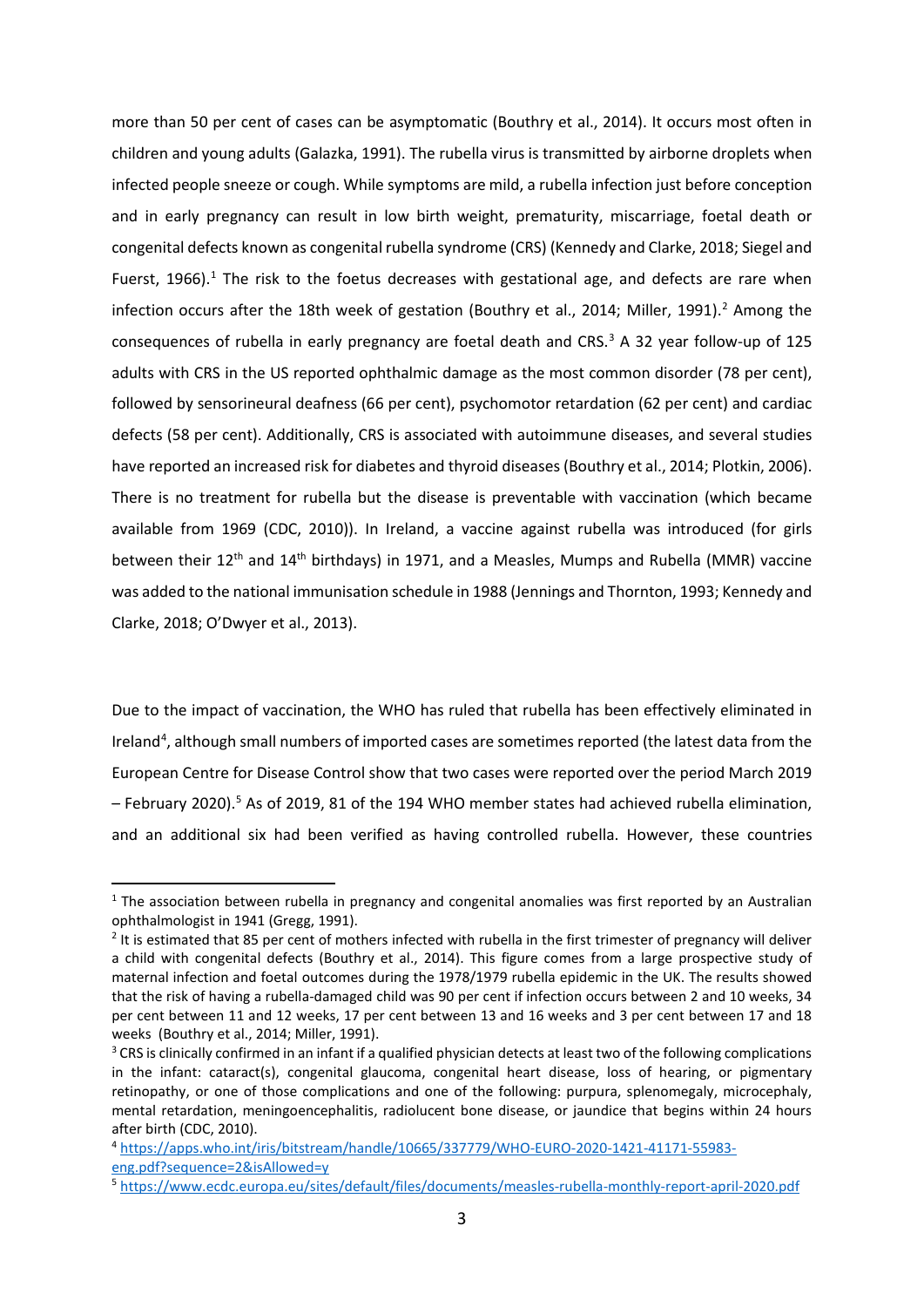more than 50 per cent of cases can be asymptomatic (Bouthry et al., 2014). It occurs most often in children and young adults (Galazka, 1991). The rubella virus is transmitted by airborne droplets when infected people sneeze or cough. While symptoms are mild, a rubella infection just before conception and in early pregnancy can result in low birth weight, prematurity, miscarriage, foetal death or congenital defects known as congenital rubella syndrome (CRS) (Kennedy and Clarke, 2018; Siegel and Fuerst, 1966).[1] The risk to the foetus decreases with gestational age, and defects are rare when infection occurs after the 18th week of gestation (Bouthry et al., 2014; Miller, 1991).[2] Among the consequences of rubella in early pregnancy are foetal death and CRS.[3] A 32 year follow-up of 125 adults with CRS in the US reported ophthalmic damage as the most common disorder (78 per cent), followed by sensorineural deafness (66 per cent), psychomotor retardation (62 per cent) and cardiac defects (58 per cent). Additionally, CRS is associated with autoimmune diseases, and several studies have reported an increased risk for diabetes and thyroid diseases (Bouthry et al., 2014; Plotkin, 2006). There is no treatment for rubella but the disease is preventable with vaccination (which became available from 1969 (CDC, 2010)). In Ireland, a vaccine against rubella was introduced (for girls between their 12th and 14th birthdays) in 1971, and a Measles, Mumps and Rubella (MMR) vaccine was added to the national immunisation schedule in 1988 (Jennings and Thornton, 1993; Kennedy and Clarke, 2018; O'Dwyer et al., 2013).

Due to the impact of vaccination, the WHO has ruled that rubella has been effectively eliminated in Ireland[4], although small numbers of imported cases are sometimes reported (the latest data from the European Centre for Disease Control show that two cases were reported over the period March 2019 – February 2020).[5] As of 2019, 81 of the 194 WHO member states had achieved rubella elimination, and an additional six had been verified as having controlled rubella. However, these countries

---

[1] The association between rubella in pregnancy and congenital anomalies was first reported by an Australian ophthalmologist in 1941 (Gregg, 1991).

[2] It is estimated that 85 per cent of mothers infected with rubella in the first trimester of pregnancy will deliver a child with congenital defects (Bouthry et al., 2014). This figure comes from a large prospective study of maternal infection and foetal outcomes during the 1978/1979 rubella epidemic in the UK. The results showed that the risk of having a rubella-damaged child was 90 per cent if infection occurs between 2 and 10 weeks, 34 per cent between 11 and 12 weeks, 17 per cent between 13 and 16 weeks and 3 per cent between 17 and 18 weeks (Bouthry et al., 2014; Miller, 1991).

[3] CRS is clinically confirmed in an infant if a qualified physician detects at least two of the following complications in the infant: cataract(s), congenital glaucoma, congenital heart disease, loss of hearing, or pigmentary retinopathy, or one of those complications and one of the following: purpura, splenomegaly, microcephaly, mental retardation, meningoencephalitis, radiolucent bone disease, or jaundice that begins within 24 hours after birth (CDC, 2010).

[4] https://apps.who.int/iris/bitstream/handle/10665/337779/WHO-EURO-2020-1421-41171-55983-eng.pdf?sequence=2&isAllowed=y

[5] https://www.ecdc.europa.eu/sites/default/files/documents/measles-rubella-monthly-report-april-2020.pdf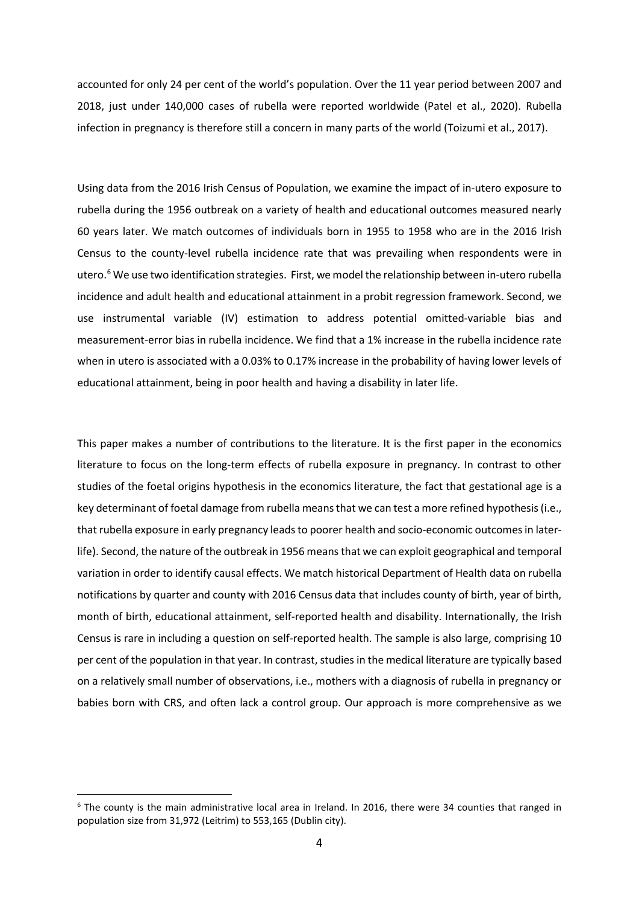accounted for only 24 per cent of the world's population. Over the 11 year period between 2007 and 2018, just under 140,000 cases of rubella were reported worldwide (Patel et al., 2020). Rubella infection in pregnancy is therefore still a concern in many parts of the world (Toizumi et al., 2017).

Using data from the 2016 Irish Census of Population, we examine the impact of in-utero exposure to rubella during the 1956 outbreak on a variety of health and educational outcomes measured nearly 60 years later. We match outcomes of individuals born in 1955 to 1958 who are in the 2016 Irish Census to the county-level rubella incidence rate that was prevailing when respondents were in utero.[6] We use two identification strategies. First, we model the relationship between in-utero rubella incidence and adult health and educational attainment in a probit regression framework. Second, we use instrumental variable (IV) estimation to address potential omitted-variable bias and measurement-error bias in rubella incidence. We find that a 1% increase in the rubella incidence rate when in utero is associated with a 0.03% to 0.17% increase in the probability of having lower levels of educational attainment, being in poor health and having a disability in later life.

This paper makes a number of contributions to the literature. It is the first paper in the economics literature to focus on the long-term effects of rubella exposure in pregnancy. In contrast to other studies of the foetal origins hypothesis in the economics literature, the fact that gestational age is a key determinant of foetal damage from rubella means that we can test a more refined hypothesis (i.e., that rubella exposure in early pregnancy leads to poorer health and socio-economic outcomes in later-life). Second, the nature of the outbreak in 1956 means that we can exploit geographical and temporal variation in order to identify causal effects. We match historical Department of Health data on rubella notifications by quarter and county with 2016 Census data that includes county of birth, year of birth, month of birth, educational attainment, self-reported health and disability. Internationally, the Irish Census is rare in including a question on self-reported health. The sample is also large, comprising 10 per cent of the population in that year. In contrast, studies in the medical literature are typically based on a relatively small number of observations, i.e., mothers with a diagnosis of rubella in pregnancy or babies born with CRS, and often lack a control group. Our approach is more comprehensive as we

[6] The county is the main administrative local area in Ireland. In 2016, there were 34 counties that ranged in population size from 31,972 (Leitrim) to 553,165 (Dublin city).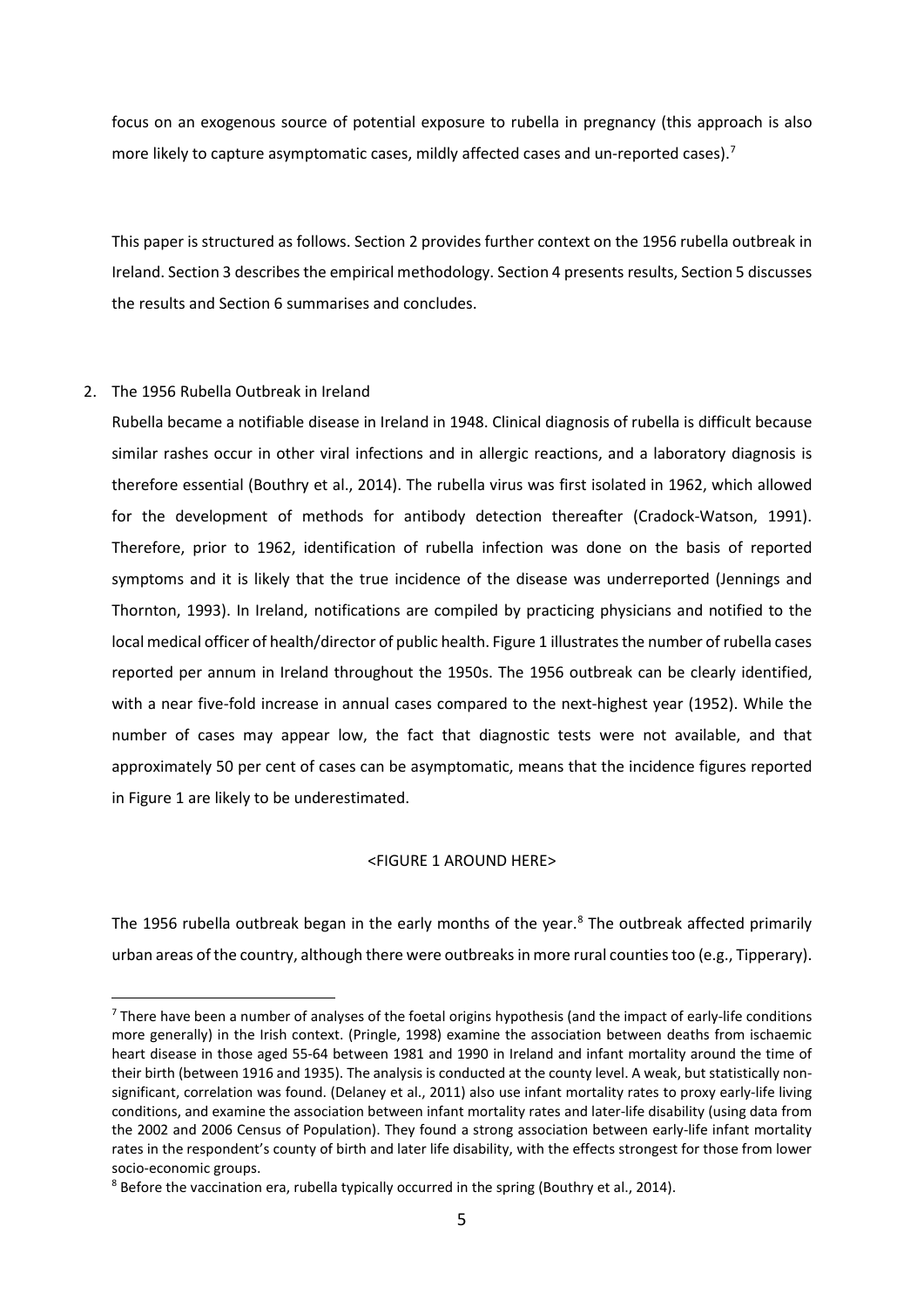focus on an exogenous source of potential exposure to rubella in pregnancy (this approach is also more likely to capture asymptomatic cases, mildly affected cases and un-reported cases).[7]

This paper is structured as follows. Section 2 provides further context on the 1956 rubella outbreak in Ireland. Section 3 describes the empirical methodology. Section 4 presents results, Section 5 discusses the results and Section 6 summarises and concludes.

## 2. The 1956 Rubella Outbreak in Ireland

Rubella became a notifiable disease in Ireland in 1948. Clinical diagnosis of rubella is difficult because similar rashes occur in other viral infections and in allergic reactions, and a laboratory diagnosis is therefore essential (Bouthry et al., 2014). The rubella virus was first isolated in 1962, which allowed for the development of methods for antibody detection thereafter (Cradock-Watson, 1991). Therefore, prior to 1962, identification of rubella infection was done on the basis of reported symptoms and it is likely that the true incidence of the disease was underreported (Jennings and Thornton, 1993). In Ireland, notifications are compiled by practicing physicians and notified to the local medical officer of health/director of public health. Figure 1 illustrates the number of rubella cases reported per annum in Ireland throughout the 1950s. The 1956 outbreak can be clearly identified, with a near five-fold increase in annual cases compared to the next-highest year (1952). While the number of cases may appear low, the fact that diagnostic tests were not available, and that approximately 50 per cent of cases can be asymptomatic, means that the incidence figures reported in Figure 1 are likely to be underestimated.

<FIGURE 1 AROUND HERE>

The 1956 rubella outbreak began in the early months of the year.[8] The outbreak affected primarily urban areas of the country, although there were outbreaks in more rural counties too (e.g., Tipperary).

---

[7] There have been a number of analyses of the foetal origins hypothesis (and the impact of early-life conditions more generally) in the Irish context. (Pringle, 1998) examine the association between deaths from ischaemic heart disease in those aged 55-64 between 1981 and 1990 in Ireland and infant mortality around the time of their birth (between 1916 and 1935). The analysis is conducted at the county level. A weak, but statistically non-significant, correlation was found. (Delaney et al., 2011) also use infant mortality rates to proxy early-life living conditions, and examine the association between infant mortality rates and later-life disability (using data from the 2002 and 2006 Census of Population). They found a strong association between early-life infant mortality rates in the respondent's county of birth and later life disability, with the effects strongest for those from lower socio-economic groups.

[8] Before the vaccination era, rubella typically occurred in the spring (Bouthry et al., 2014).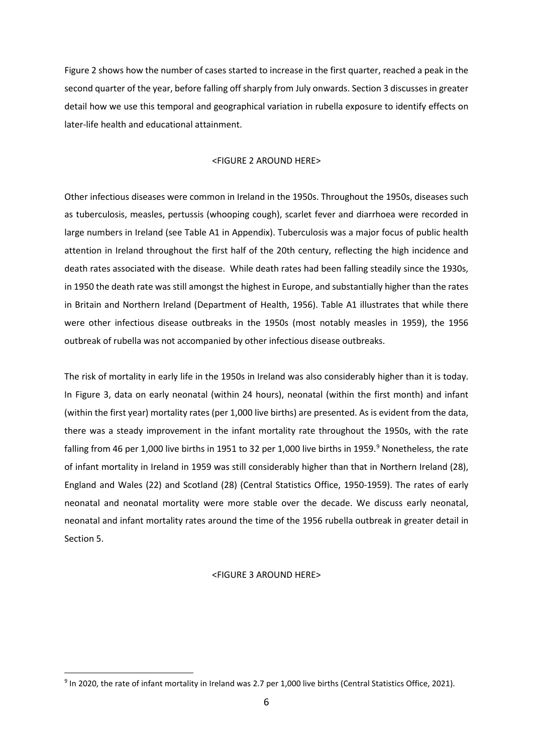Figure 2 shows how the number of cases started to increase in the first quarter, reached a peak in the second quarter of the year, before falling off sharply from July onwards. Section 3 discusses in greater detail how we use this temporal and geographical variation in rubella exposure to identify effects on later-life health and educational attainment.

<FIGURE 2 AROUND HERE>

Other infectious diseases were common in Ireland in the 1950s. Throughout the 1950s, diseases such as tuberculosis, measles, pertussis (whooping cough), scarlet fever and diarrhoea were recorded in large numbers in Ireland (see Table A1 in Appendix). Tuberculosis was a major focus of public health attention in Ireland throughout the first half of the 20th century, reflecting the high incidence and death rates associated with the disease. While death rates had been falling steadily since the 1930s, in 1950 the death rate was still amongst the highest in Europe, and substantially higher than the rates in Britain and Northern Ireland (Department of Health, 1956). Table A1 illustrates that while there were other infectious disease outbreaks in the 1950s (most notably measles in 1959), the 1956 outbreak of rubella was not accompanied by other infectious disease outbreaks.

The risk of mortality in early life in the 1950s in Ireland was also considerably higher than it is today. In Figure 3, data on early neonatal (within 24 hours), neonatal (within the first month) and infant (within the first year) mortality rates (per 1,000 live births) are presented. As is evident from the data, there was a steady improvement in the infant mortality rate throughout the 1950s, with the rate falling from 46 per 1,000 live births in 1951 to 32 per 1,000 live births in 1959.[9] Nonetheless, the rate of infant mortality in Ireland in 1959 was still considerably higher than that in Northern Ireland (28), England and Wales (22) and Scotland (28) (Central Statistics Office, 1950-1959). The rates of early neonatal and neonatal mortality were more stable over the decade. We discuss early neonatal, neonatal and infant mortality rates around the time of the 1956 rubella outbreak in greater detail in Section 5.

<FIGURE 3 AROUND HERE>

[9] In 2020, the rate of infant mortality in Ireland was 2.7 per 1,000 live births (Central Statistics Office, 2021).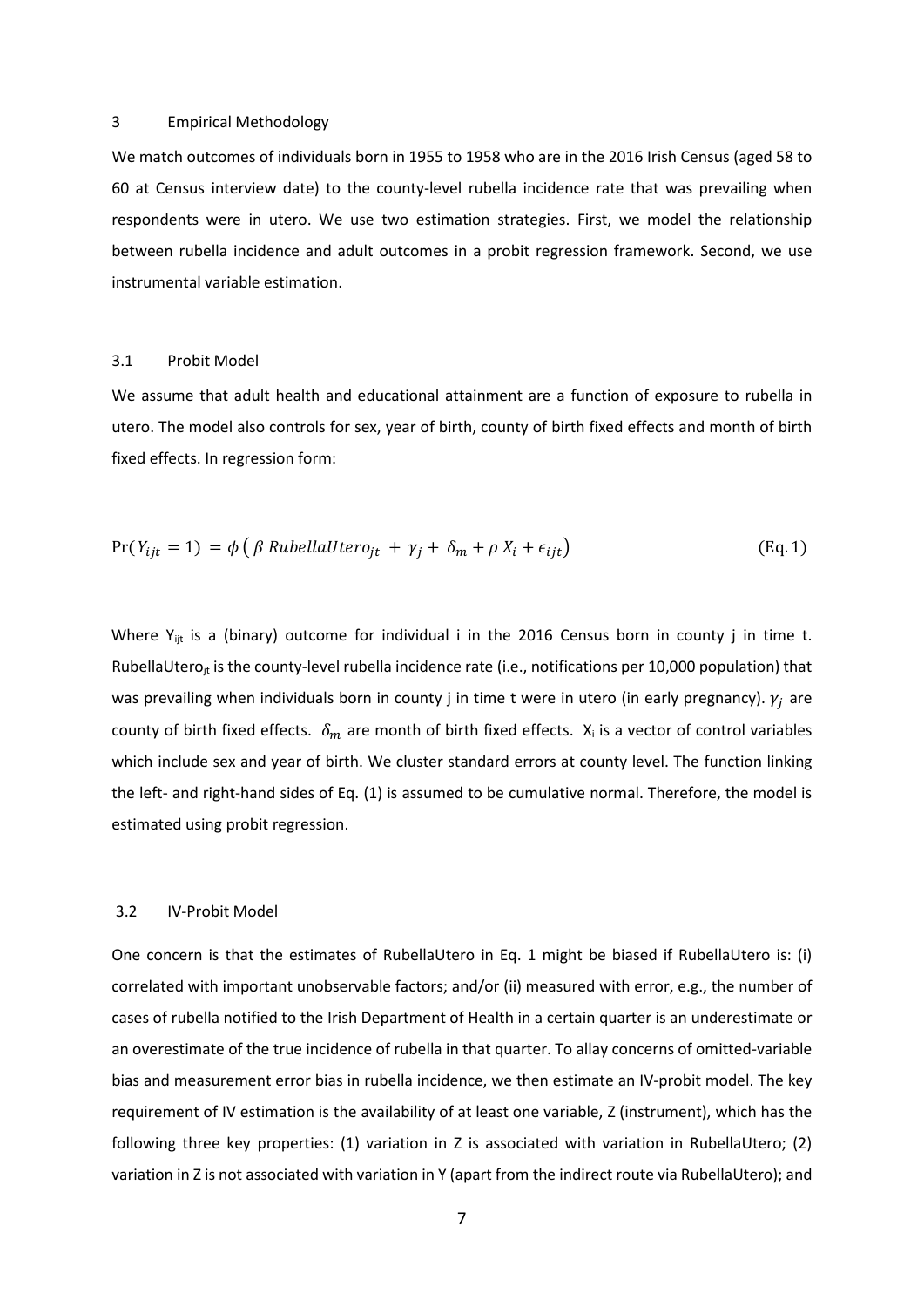## 3 Empirical Methodology

We match outcomes of individuals born in 1955 to 1958 who are in the 2016 Irish Census (aged 58 to 60 at Census interview date) to the county-level rubella incidence rate that was prevailing when respondents were in utero. We use two estimation strategies. First, we model the relationship between rubella incidence and adult outcomes in a probit regression framework. Second, we use instrumental variable estimation.

### 3.1 Probit Model

We assume that adult health and educational attainment are a function of exposure to rubella in utero. The model also controls for sex, year of birth, county of birth fixed effects and month of birth fixed effects. In regression form:

$$\Pr(Y_{ijt} = 1) = \phi\left( \beta \, RubellaUtero_{jt} + \gamma_j + \delta_m + \rho \, X_i + \epsilon_{ijt} \right) \qquad \text{(Eq. 1)}$$

Where $Y_{ijt}$ is a (binary) outcome for individual i in the 2016 Census born in county j in time t. $RubellaUtero_{jt}$ is the county-level rubella incidence rate (i.e., notifications per 10,000 population) that was prevailing when individuals born in county j in time t were in utero (in early pregnancy). $\gamma_j$ are county of birth fixed effects. $\delta_m$ are month of birth fixed effects. $X_i$ is a vector of control variables which include sex and year of birth. We cluster standard errors at county level. The function linking the left- and right-hand sides of Eq. (1) is assumed to be cumulative normal. Therefore, the model is estimated using probit regression.

### 3.2 IV-Probit Model

One concern is that the estimates of RubellaUtero in Eq. 1 might be biased if RubellaUtero is: (i) correlated with important unobservable factors; and/or (ii) measured with error, e.g., the number of cases of rubella notified to the Irish Department of Health in a certain quarter is an underestimate or an overestimate of the true incidence of rubella in that quarter. To allay concerns of omitted-variable bias and measurement error bias in rubella incidence, we then estimate an IV-probit model. The key requirement of IV estimation is the availability of at least one variable, Z (instrument), which has the following three key properties: (1) variation in Z is associated with variation in RubellaUtero; (2) variation in Z is not associated with variation in Y (apart from the indirect route via RubellaUtero); and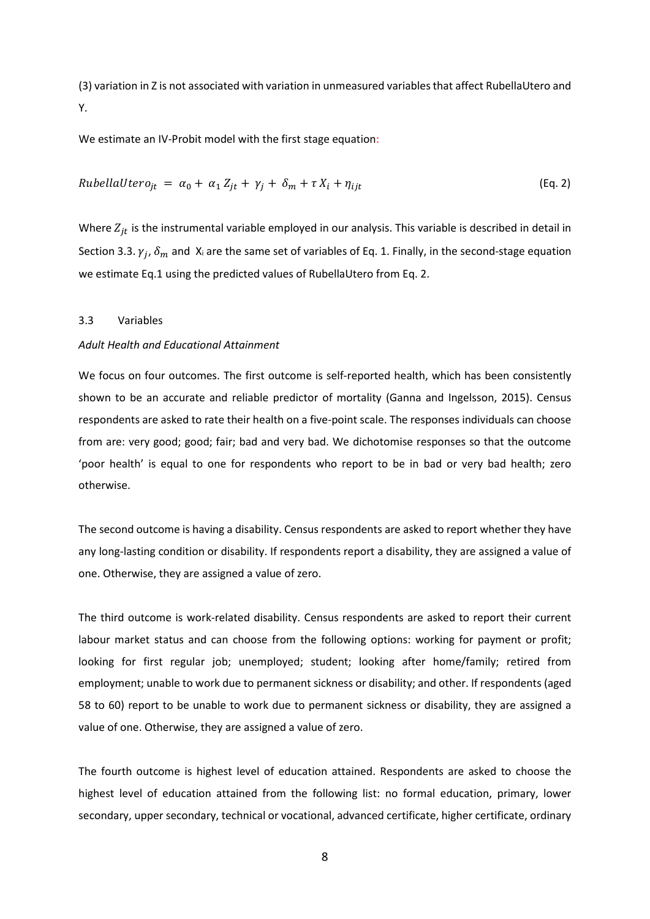(3) variation in Z is not associated with variation in unmeasured variables that affect RubellaUtero and Y.

We estimate an IV-Probit model with the first stage equation:

$$RubellaUtero_{jt} = \alpha_0 + \alpha_1 Z_{jt} + \gamma_j + \delta_m + \tau X_i + \eta_{ijt} \quad \text{(Eq. 2)}$$

Where $Z_{jt}$ is the instrumental variable employed in our analysis. This variable is described in detail in Section 3.3. $\gamma_j$, $\delta_m$ and $X_i$ are the same set of variables of Eq. 1. Finally, in the second-stage equation we estimate Eq.1 using the predicted values of RubellaUtero from Eq. 2.

### 3.3 Variables

*Adult Health and Educational Attainment*

We focus on four outcomes. The first outcome is self-reported health, which has been consistently shown to be an accurate and reliable predictor of mortality (Ganna and Ingelsson, 2015). Census respondents are asked to rate their health on a five-point scale. The responses individuals can choose from are: very good; good; fair; bad and very bad. We dichotomise responses so that the outcome 'poor health' is equal to one for respondents who report to be in bad or very bad health; zero otherwise.

The second outcome is having a disability. Census respondents are asked to report whether they have any long-lasting condition or disability. If respondents report a disability, they are assigned a value of one. Otherwise, they are assigned a value of zero.

The third outcome is work-related disability. Census respondents are asked to report their current labour market status and can choose from the following options: working for payment or profit; looking for first regular job; unemployed; student; looking after home/family; retired from employment; unable to work due to permanent sickness or disability; and other. If respondents (aged 58 to 60) report to be unable to work due to permanent sickness or disability, they are assigned a value of one. Otherwise, they are assigned a value of zero.

The fourth outcome is highest level of education attained. Respondents are asked to choose the highest level of education attained from the following list: no formal education, primary, lower secondary, upper secondary, technical or vocational, advanced certificate, higher certificate, ordinary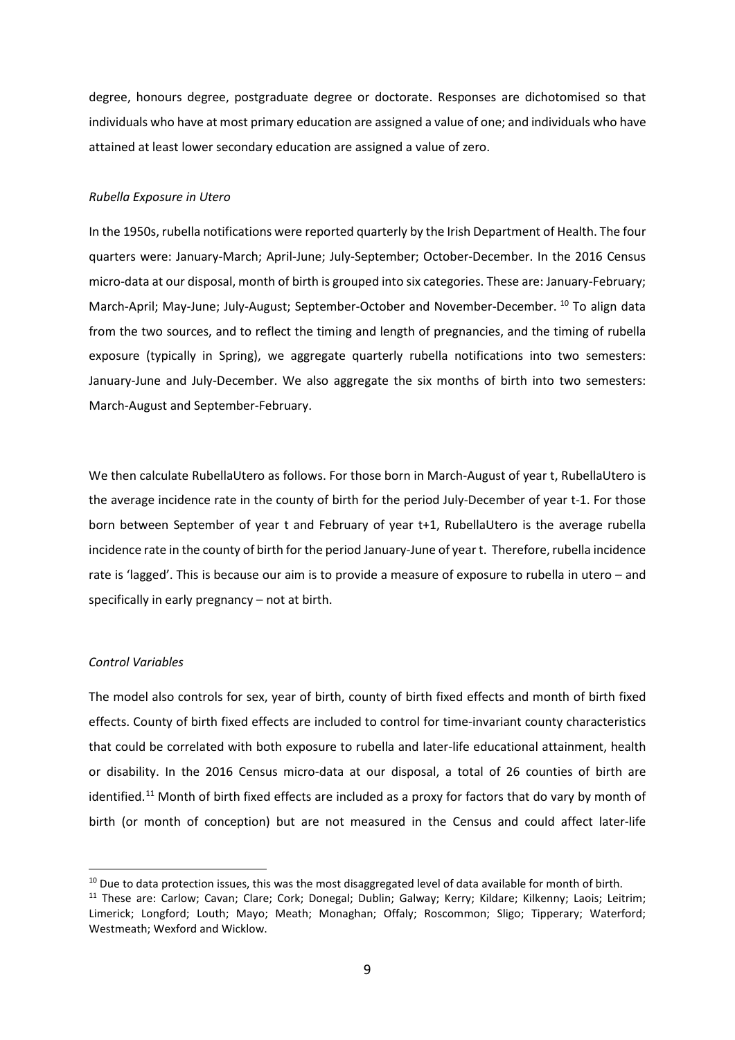degree, honours degree, postgraduate degree or doctorate. Responses are dichotomised so that individuals who have at most primary education are assigned a value of one; and individuals who have attained at least lower secondary education are assigned a value of zero.

*Rubella Exposure in Utero*

In the 1950s, rubella notifications were reported quarterly by the Irish Department of Health. The four quarters were: January-March; April-June; July-September; October-December. In the 2016 Census micro-data at our disposal, month of birth is grouped into six categories. These are: January-February; March-April; May-June; July-August; September-October and November-December. [10] To align data from the two sources, and to reflect the timing and length of pregnancies, and the timing of rubella exposure (typically in Spring), we aggregate quarterly rubella notifications into two semesters: January-June and July-December. We also aggregate the six months of birth into two semesters: March-August and September-February.

We then calculate RubellaUtero as follows. For those born in March-August of year t, RubellaUtero is the average incidence rate in the county of birth for the period July-December of year t-1. For those born between September of year t and February of year t+1, RubellaUtero is the average rubella incidence rate in the county of birth for the period January-June of year t. Therefore, rubella incidence rate is 'lagged'. This is because our aim is to provide a measure of exposure to rubella in utero – and specifically in early pregnancy – not at birth.

*Control Variables*

The model also controls for sex, year of birth, county of birth fixed effects and month of birth fixed effects. County of birth fixed effects are included to control for time-invariant county characteristics that could be correlated with both exposure to rubella and later-life educational attainment, health or disability. In the 2016 Census micro-data at our disposal, a total of 26 counties of birth are identified.[11] Month of birth fixed effects are included as a proxy for factors that do vary by month of birth (or month of conception) but are not measured in the Census and could affect later-life

[10] Due to data protection issues, this was the most disaggregated level of data available for month of birth.

[11] These are: Carlow; Cavan; Clare; Cork; Donegal; Dublin; Galway; Kerry; Kildare; Kilkenny; Laois; Leitrim; Limerick; Longford; Louth; Mayo; Meath; Monaghan; Offaly; Roscommon; Sligo; Tipperary; Waterford; Westmeath; Wexford and Wicklow.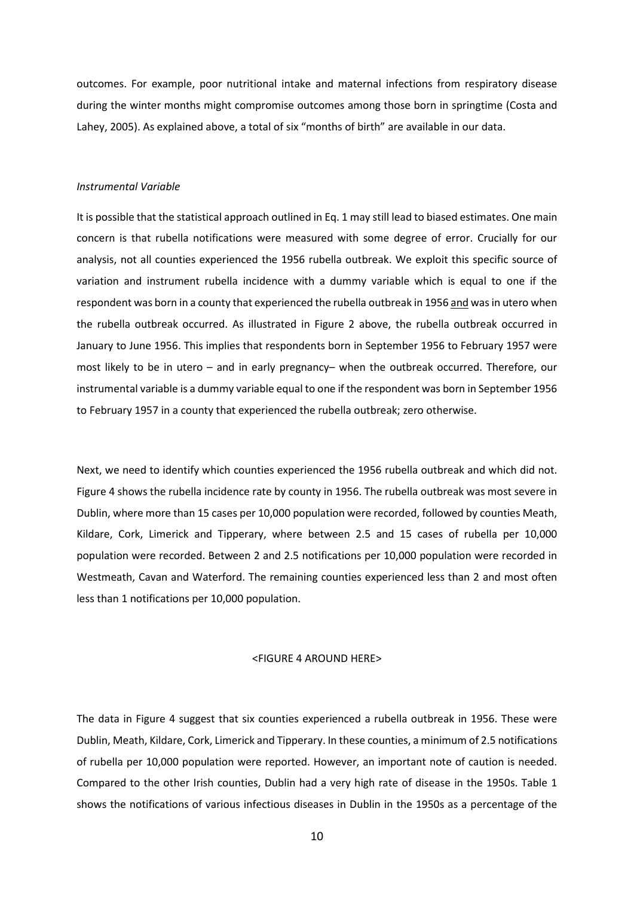outcomes. For example, poor nutritional intake and maternal infections from respiratory disease during the winter months might compromise outcomes among those born in springtime (Costa and Lahey, 2005). As explained above, a total of six "months of birth" are available in our data.

*Instrumental Variable*

It is possible that the statistical approach outlined in Eq. 1 may still lead to biased estimates. One main concern is that rubella notifications were measured with some degree of error. Crucially for our analysis, not all counties experienced the 1956 rubella outbreak. We exploit this specific source of variation and instrument rubella incidence with a dummy variable which is equal to one if the respondent was born in a county that experienced the rubella outbreak in 1956 and was in utero when the rubella outbreak occurred. As illustrated in Figure 2 above, the rubella outbreak occurred in January to June 1956. This implies that respondents born in September 1956 to February 1957 were most likely to be in utero – and in early pregnancy– when the outbreak occurred. Therefore, our instrumental variable is a dummy variable equal to one if the respondent was born in September 1956 to February 1957 in a county that experienced the rubella outbreak; zero otherwise.

Next, we need to identify which counties experienced the 1956 rubella outbreak and which did not. Figure 4 shows the rubella incidence rate by county in 1956. The rubella outbreak was most severe in Dublin, where more than 15 cases per 10,000 population were recorded, followed by counties Meath, Kildare, Cork, Limerick and Tipperary, where between 2.5 and 15 cases of rubella per 10,000 population were recorded. Between 2 and 2.5 notifications per 10,000 population were recorded in Westmeath, Cavan and Waterford. The remaining counties experienced less than 2 and most often less than 1 notifications per 10,000 population.

<FIGURE 4 AROUND HERE>

The data in Figure 4 suggest that six counties experienced a rubella outbreak in 1956. These were Dublin, Meath, Kildare, Cork, Limerick and Tipperary. In these counties, a minimum of 2.5 notifications of rubella per 10,000 population were reported. However, an important note of caution is needed. Compared to the other Irish counties, Dublin had a very high rate of disease in the 1950s. Table 1 shows the notifications of various infectious diseases in Dublin in the 1950s as a percentage of the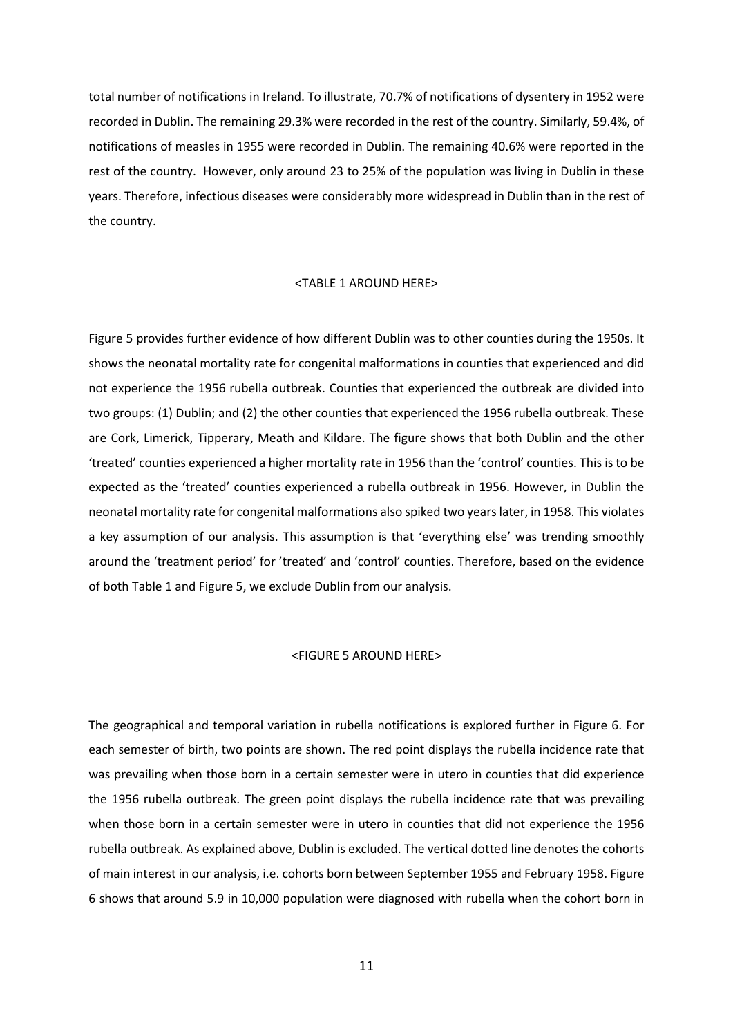total number of notifications in Ireland. To illustrate, 70.7% of notifications of dysentery in 1952 were recorded in Dublin. The remaining 29.3% were recorded in the rest of the country. Similarly, 59.4%, of notifications of measles in 1955 were recorded in Dublin. The remaining 40.6% were reported in the rest of the country. However, only around 23 to 25% of the population was living in Dublin in these years. Therefore, infectious diseases were considerably more widespread in Dublin than in the rest of the country.

<TABLE 1 AROUND HERE>

Figure 5 provides further evidence of how different Dublin was to other counties during the 1950s. It shows the neonatal mortality rate for congenital malformations in counties that experienced and did not experience the 1956 rubella outbreak. Counties that experienced the outbreak are divided into two groups: (1) Dublin; and (2) the other counties that experienced the 1956 rubella outbreak. These are Cork, Limerick, Tipperary, Meath and Kildare. The figure shows that both Dublin and the other 'treated' counties experienced a higher mortality rate in 1956 than the 'control' counties. This is to be expected as the 'treated' counties experienced a rubella outbreak in 1956. However, in Dublin the neonatal mortality rate for congenital malformations also spiked two years later, in 1958. This violates a key assumption of our analysis. This assumption is that 'everything else' was trending smoothly around the 'treatment period' for 'treated' and 'control' counties. Therefore, based on the evidence of both Table 1 and Figure 5, we exclude Dublin from our analysis.

<FIGURE 5 AROUND HERE>

The geographical and temporal variation in rubella notifications is explored further in Figure 6. For each semester of birth, two points are shown. The red point displays the rubella incidence rate that was prevailing when those born in a certain semester were in utero in counties that did experience the 1956 rubella outbreak. The green point displays the rubella incidence rate that was prevailing when those born in a certain semester were in utero in counties that did not experience the 1956 rubella outbreak. As explained above, Dublin is excluded. The vertical dotted line denotes the cohorts of main interest in our analysis, i.e. cohorts born between September 1955 and February 1958. Figure 6 shows that around 5.9 in 10,000 population were diagnosed with rubella when the cohort born in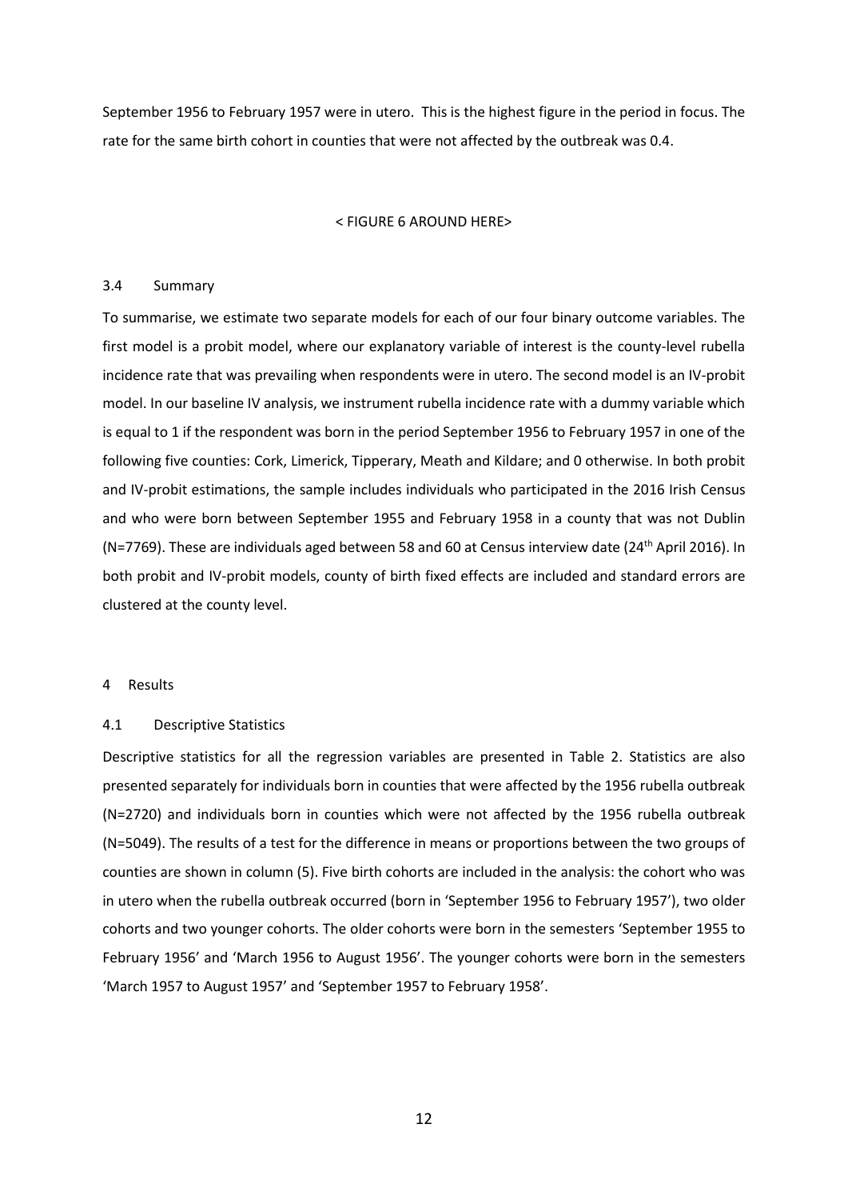September 1956 to February 1957 were in utero. This is the highest figure in the period in focus. The rate for the same birth cohort in counties that were not affected by the outbreak was 0.4.

< FIGURE 6 AROUND HERE>

### 3.4 Summary

To summarise, we estimate two separate models for each of our four binary outcome variables. The first model is a probit model, where our explanatory variable of interest is the county-level rubella incidence rate that was prevailing when respondents were in utero. The second model is an IV-probit model. In our baseline IV analysis, we instrument rubella incidence rate with a dummy variable which is equal to 1 if the respondent was born in the period September 1956 to February 1957 in one of the following five counties: Cork, Limerick, Tipperary, Meath and Kildare; and 0 otherwise. In both probit and IV-probit estimations, the sample includes individuals who participated in the 2016 Irish Census and who were born between September 1955 and February 1958 in a county that was not Dublin (N=7769). These are individuals aged between 58 and 60 at Census interview date (24th April 2016). In both probit and IV-probit models, county of birth fixed effects are included and standard errors are clustered at the county level.

## 4 Results

### 4.1 Descriptive Statistics

Descriptive statistics for all the regression variables are presented in Table 2. Statistics are also presented separately for individuals born in counties that were affected by the 1956 rubella outbreak (N=2720) and individuals born in counties which were not affected by the 1956 rubella outbreak (N=5049). The results of a test for the difference in means or proportions between the two groups of counties are shown in column (5). Five birth cohorts are included in the analysis: the cohort who was in utero when the rubella outbreak occurred (born in 'September 1956 to February 1957'), two older cohorts and two younger cohorts. The older cohorts were born in the semesters 'September 1955 to February 1956' and 'March 1956 to August 1956'. The younger cohorts were born in the semesters 'March 1957 to August 1957' and 'September 1957 to February 1958'.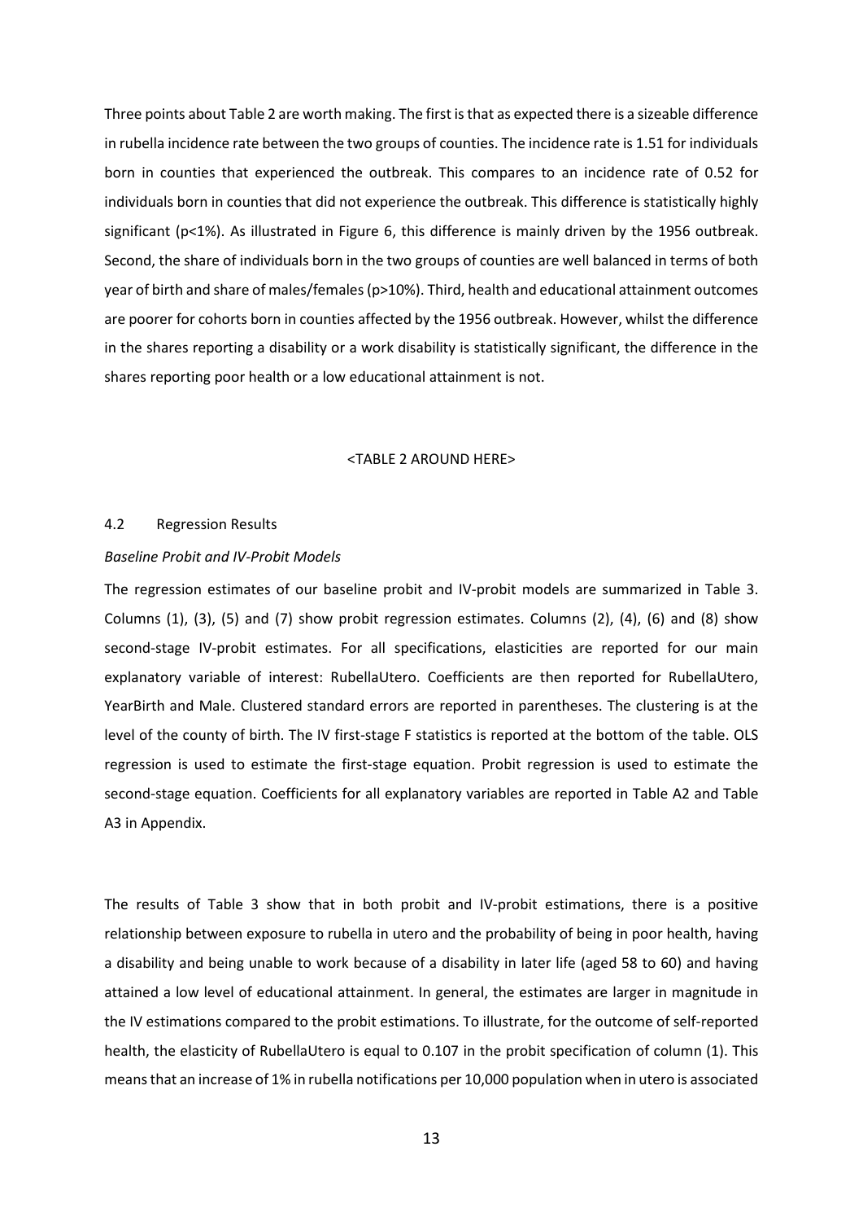Three points about Table 2 are worth making. The first is that as expected there is a sizeable difference in rubella incidence rate between the two groups of counties. The incidence rate is 1.51 for individuals born in counties that experienced the outbreak. This compares to an incidence rate of 0.52 for individuals born in counties that did not experience the outbreak. This difference is statistically highly significant (p<1%). As illustrated in Figure 6, this difference is mainly driven by the 1956 outbreak. Second, the share of individuals born in the two groups of counties are well balanced in terms of both year of birth and share of males/females (p>10%). Third, health and educational attainment outcomes are poorer for cohorts born in counties affected by the 1956 outbreak. However, whilst the difference in the shares reporting a disability or a work disability is statistically significant, the difference in the shares reporting poor health or a low educational attainment is not.

<TABLE 2 AROUND HERE>

## 4.2 Regression Results

*Baseline Probit and IV-Probit Models*

The regression estimates of our baseline probit and IV-probit models are summarized in Table 3. Columns (1), (3), (5) and (7) show probit regression estimates. Columns (2), (4), (6) and (8) show second-stage IV-probit estimates. For all specifications, elasticities are reported for our main explanatory variable of interest: RubellaUtero. Coefficients are then reported for RubellaUtero, YearBirth and Male. Clustered standard errors are reported in parentheses. The clustering is at the level of the county of birth. The IV first-stage F statistics is reported at the bottom of the table. OLS regression is used to estimate the first-stage equation. Probit regression is used to estimate the second-stage equation. Coefficients for all explanatory variables are reported in Table A2 and Table A3 in Appendix.

The results of Table 3 show that in both probit and IV-probit estimations, there is a positive relationship between exposure to rubella in utero and the probability of being in poor health, having a disability and being unable to work because of a disability in later life (aged 58 to 60) and having attained a low level of educational attainment. In general, the estimates are larger in magnitude in the IV estimations compared to the probit estimations. To illustrate, for the outcome of self-reported health, the elasticity of RubellaUtero is equal to 0.107 in the probit specification of column (1). This means that an increase of 1% in rubella notifications per 10,000 population when in utero is associated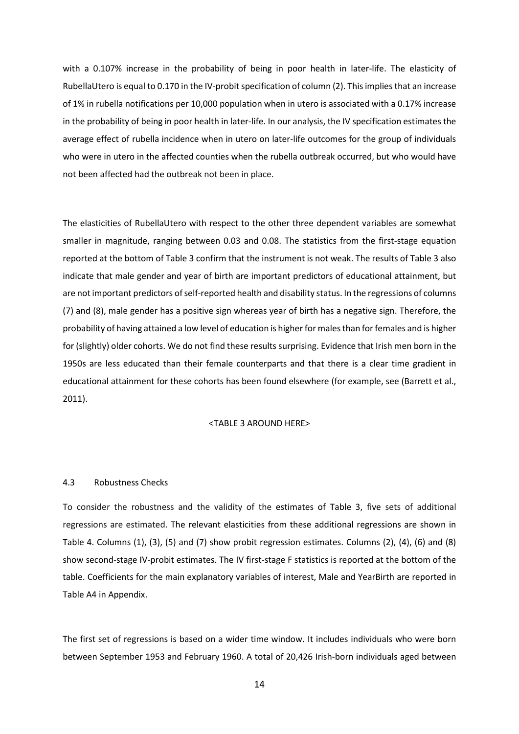with a 0.107% increase in the probability of being in poor health in later-life. The elasticity of RubellaUtero is equal to 0.170 in the IV-probit specification of column (2). This implies that an increase of 1% in rubella notifications per 10,000 population when in utero is associated with a 0.17% increase in the probability of being in poor health in later-life. In our analysis, the IV specification estimates the average effect of rubella incidence when in utero on later-life outcomes for the group of individuals who were in utero in the affected counties when the rubella outbreak occurred, but who would have not been affected had the outbreak not been in place.

The elasticities of RubellaUtero with respect to the other three dependent variables are somewhat smaller in magnitude, ranging between 0.03 and 0.08. The statistics from the first-stage equation reported at the bottom of Table 3 confirm that the instrument is not weak. The results of Table 3 also indicate that male gender and year of birth are important predictors of educational attainment, but are not important predictors of self-reported health and disability status. In the regressions of columns (7) and (8), male gender has a positive sign whereas year of birth has a negative sign. Therefore, the probability of having attained a low level of education is higher for males than for females and is higher for (slightly) older cohorts. We do not find these results surprising. Evidence that Irish men born in the 1950s are less educated than their female counterparts and that there is a clear time gradient in educational attainment for these cohorts has been found elsewhere (for example, see (Barrett et al., 2011).

<TABLE 3 AROUND HERE>

### 4.3 Robustness Checks

To consider the robustness and the validity of the estimates of Table 3, five sets of additional regressions are estimated. The relevant elasticities from these additional regressions are shown in Table 4. Columns (1), (3), (5) and (7) show probit regression estimates. Columns (2), (4), (6) and (8) show second-stage IV-probit estimates. The IV first-stage F statistics is reported at the bottom of the table. Coefficients for the main explanatory variables of interest, Male and YearBirth are reported in Table A4 in Appendix.

The first set of regressions is based on a wider time window. It includes individuals who were born between September 1953 and February 1960. A total of 20,426 Irish-born individuals aged between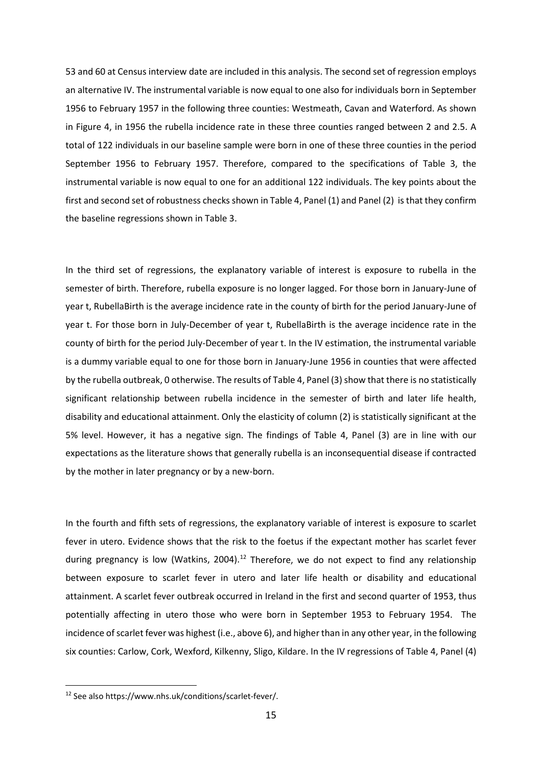53 and 60 at Census interview date are included in this analysis. The second set of regression employs an alternative IV. The instrumental variable is now equal to one also for individuals born in September 1956 to February 1957 in the following three counties: Westmeath, Cavan and Waterford. As shown in Figure 4, in 1956 the rubella incidence rate in these three counties ranged between 2 and 2.5. A total of 122 individuals in our baseline sample were born in one of these three counties in the period September 1956 to February 1957. Therefore, compared to the specifications of Table 3, the instrumental variable is now equal to one for an additional 122 individuals. The key points about the first and second set of robustness checks shown in Table 4, Panel (1) and Panel (2) is that they confirm the baseline regressions shown in Table 3.

In the third set of regressions, the explanatory variable of interest is exposure to rubella in the semester of birth. Therefore, rubella exposure is no longer lagged. For those born in January-June of year t, RubellaBirth is the average incidence rate in the county of birth for the period January-June of year t. For those born in July-December of year t, RubellaBirth is the average incidence rate in the county of birth for the period July-December of year t. In the IV estimation, the instrumental variable is a dummy variable equal to one for those born in January-June 1956 in counties that were affected by the rubella outbreak, 0 otherwise. The results of Table 4, Panel (3) show that there is no statistically significant relationship between rubella incidence in the semester of birth and later life health, disability and educational attainment. Only the elasticity of column (2) is statistically significant at the 5% level. However, it has a negative sign. The findings of Table 4, Panel (3) are in line with our expectations as the literature shows that generally rubella is an inconsequential disease if contracted by the mother in later pregnancy or by a new-born.

In the fourth and fifth sets of regressions, the explanatory variable of interest is exposure to scarlet fever in utero. Evidence shows that the risk to the foetus if the expectant mother has scarlet fever during pregnancy is low (Watkins, 2004).[12] Therefore, we do not expect to find any relationship between exposure to scarlet fever in utero and later life health or disability and educational attainment. A scarlet fever outbreak occurred in Ireland in the first and second quarter of 1953, thus potentially affecting in utero those who were born in September 1953 to February 1954. The incidence of scarlet fever was highest (i.e., above 6), and higher than in any other year, in the following six counties: Carlow, Cork, Wexford, Kilkenny, Sligo, Kildare. In the IV regressions of Table 4, Panel (4)

[12] See also https://www.nhs.uk/conditions/scarlet-fever/.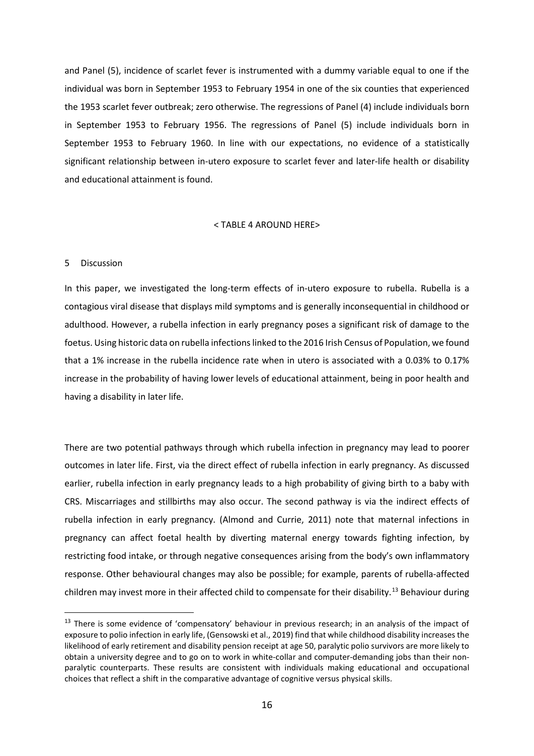and Panel (5), incidence of scarlet fever is instrumented with a dummy variable equal to one if the individual was born in September 1953 to February 1954 in one of the six counties that experienced the 1953 scarlet fever outbreak; zero otherwise. The regressions of Panel (4) include individuals born in September 1953 to February 1956. The regressions of Panel (5) include individuals born in September 1953 to February 1960. In line with our expectations, no evidence of a statistically significant relationship between in-utero exposure to scarlet fever and later-life health or disability and educational attainment is found.

< TABLE 4 AROUND HERE>

## 5 Discussion

In this paper, we investigated the long-term effects of in-utero exposure to rubella. Rubella is a contagious viral disease that displays mild symptoms and is generally inconsequential in childhood or adulthood. However, a rubella infection in early pregnancy poses a significant risk of damage to the foetus. Using historic data on rubella infections linked to the 2016 Irish Census of Population, we found that a 1% increase in the rubella incidence rate when in utero is associated with a 0.03% to 0.17% increase in the probability of having lower levels of educational attainment, being in poor health and having a disability in later life.

There are two potential pathways through which rubella infection in pregnancy may lead to poorer outcomes in later life. First, via the direct effect of rubella infection in early pregnancy. As discussed earlier, rubella infection in early pregnancy leads to a high probability of giving birth to a baby with CRS. Miscarriages and stillbirths may also occur. The second pathway is via the indirect effects of rubella infection in early pregnancy. (Almond and Currie, 2011) note that maternal infections in pregnancy can affect foetal health by diverting maternal energy towards fighting infection, by restricting food intake, or through negative consequences arising from the body's own inflammatory response. Other behavioural changes may also be possible; for example, parents of rubella-affected children may invest more in their affected child to compensate for their disability.[13] Behaviour during

[13] There is some evidence of 'compensatory' behaviour in previous research; in an analysis of the impact of exposure to polio infection in early life, (Gensowski et al., 2019) find that while childhood disability increases the likelihood of early retirement and disability pension receipt at age 50, paralytic polio survivors are more likely to obtain a university degree and to go on to work in white-collar and computer-demanding jobs than their non-paralytic counterparts. These results are consistent with individuals making educational and occupational choices that reflect a shift in the comparative advantage of cognitive versus physical skills.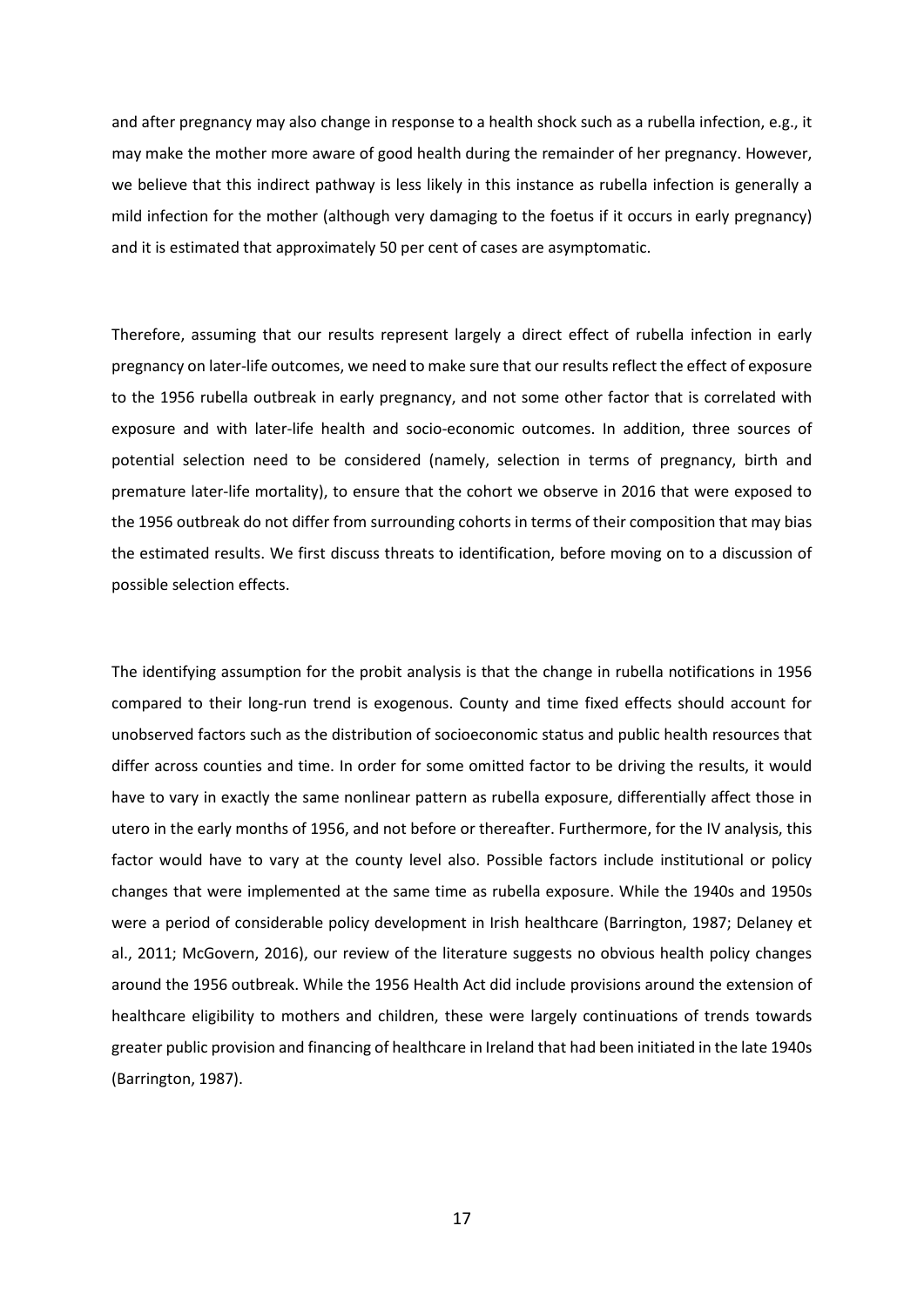and after pregnancy may also change in response to a health shock such as a rubella infection, e.g., it may make the mother more aware of good health during the remainder of her pregnancy. However, we believe that this indirect pathway is less likely in this instance as rubella infection is generally a mild infection for the mother (although very damaging to the foetus if it occurs in early pregnancy) and it is estimated that approximately 50 per cent of cases are asymptomatic.

Therefore, assuming that our results represent largely a direct effect of rubella infection in early pregnancy on later-life outcomes, we need to make sure that our results reflect the effect of exposure to the 1956 rubella outbreak in early pregnancy, and not some other factor that is correlated with exposure and with later-life health and socio-economic outcomes. In addition, three sources of potential selection need to be considered (namely, selection in terms of pregnancy, birth and premature later-life mortality), to ensure that the cohort we observe in 2016 that were exposed to the 1956 outbreak do not differ from surrounding cohorts in terms of their composition that may bias the estimated results. We first discuss threats to identification, before moving on to a discussion of possible selection effects.

The identifying assumption for the probit analysis is that the change in rubella notifications in 1956 compared to their long-run trend is exogenous. County and time fixed effects should account for unobserved factors such as the distribution of socioeconomic status and public health resources that differ across counties and time. In order for some omitted factor to be driving the results, it would have to vary in exactly the same nonlinear pattern as rubella exposure, differentially affect those in utero in the early months of 1956, and not before or thereafter. Furthermore, for the IV analysis, this factor would have to vary at the county level also. Possible factors include institutional or policy changes that were implemented at the same time as rubella exposure. While the 1940s and 1950s were a period of considerable policy development in Irish healthcare (Barrington, 1987; Delaney et al., 2011; McGovern, 2016), our review of the literature suggests no obvious health policy changes around the 1956 outbreak. While the 1956 Health Act did include provisions around the extension of healthcare eligibility to mothers and children, these were largely continuations of trends towards greater public provision and financing of healthcare in Ireland that had been initiated in the late 1940s (Barrington, 1987).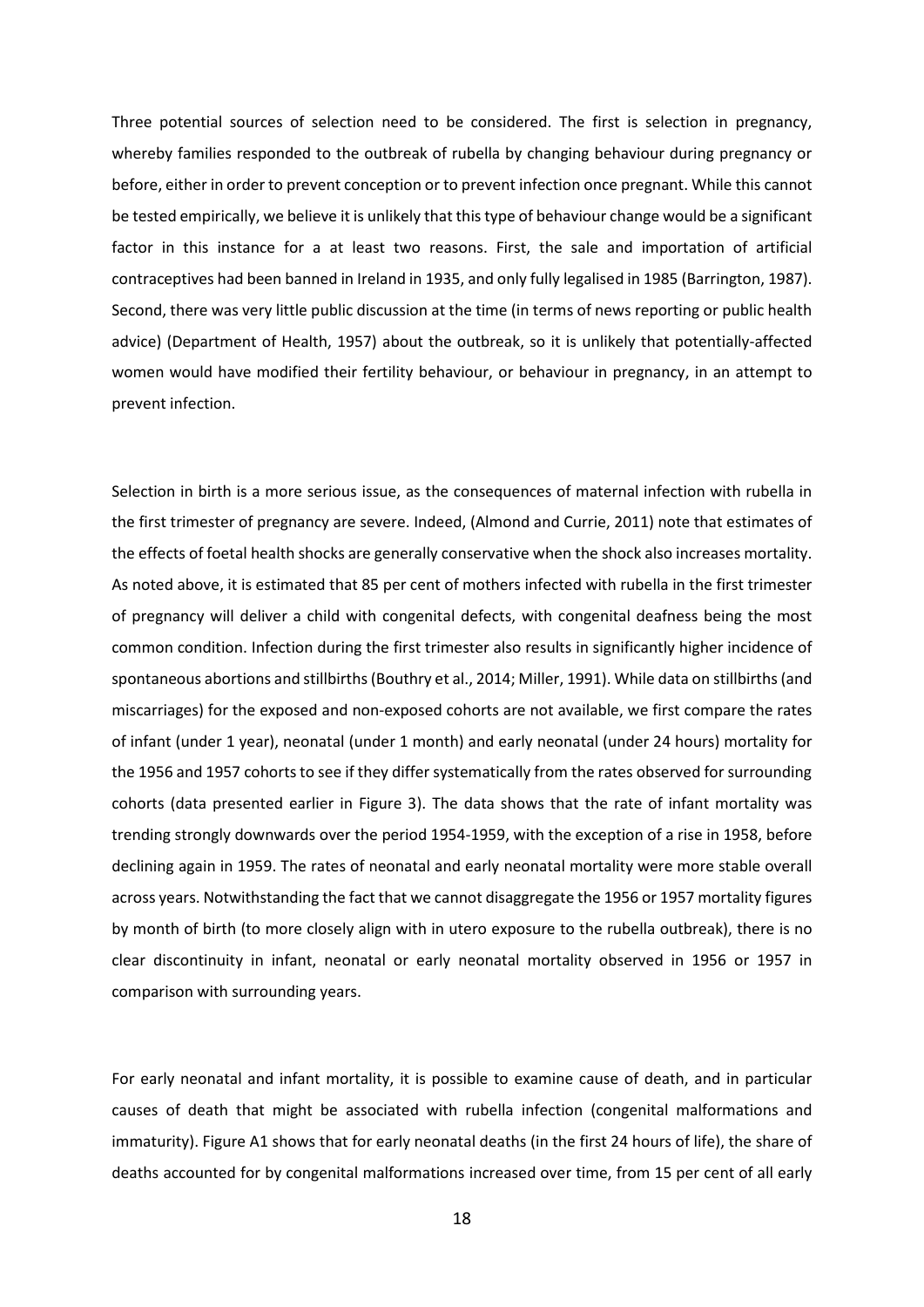Three potential sources of selection need to be considered. The first is selection in pregnancy, whereby families responded to the outbreak of rubella by changing behaviour during pregnancy or before, either in order to prevent conception or to prevent infection once pregnant. While this cannot be tested empirically, we believe it is unlikely that this type of behaviour change would be a significant factor in this instance for a at least two reasons. First, the sale and importation of artificial contraceptives had been banned in Ireland in 1935, and only fully legalised in 1985 (Barrington, 1987). Second, there was very little public discussion at the time (in terms of news reporting or public health advice) (Department of Health, 1957) about the outbreak, so it is unlikely that potentially-affected women would have modified their fertility behaviour, or behaviour in pregnancy, in an attempt to prevent infection.

Selection in birth is a more serious issue, as the consequences of maternal infection with rubella in the first trimester of pregnancy are severe. Indeed, (Almond and Currie, 2011) note that estimates of the effects of foetal health shocks are generally conservative when the shock also increases mortality. As noted above, it is estimated that 85 per cent of mothers infected with rubella in the first trimester of pregnancy will deliver a child with congenital defects, with congenital deafness being the most common condition. Infection during the first trimester also results in significantly higher incidence of spontaneous abortions and stillbirths (Bouthry et al., 2014; Miller, 1991). While data on stillbirths (and miscarriages) for the exposed and non-exposed cohorts are not available, we first compare the rates of infant (under 1 year), neonatal (under 1 month) and early neonatal (under 24 hours) mortality for the 1956 and 1957 cohorts to see if they differ systematically from the rates observed for surrounding cohorts (data presented earlier in Figure 3). The data shows that the rate of infant mortality was trending strongly downwards over the period 1954-1959, with the exception of a rise in 1958, before declining again in 1959. The rates of neonatal and early neonatal mortality were more stable overall across years. Notwithstanding the fact that we cannot disaggregate the 1956 or 1957 mortality figures by month of birth (to more closely align with in utero exposure to the rubella outbreak), there is no clear discontinuity in infant, neonatal or early neonatal mortality observed in 1956 or 1957 in comparison with surrounding years.

For early neonatal and infant mortality, it is possible to examine cause of death, and in particular causes of death that might be associated with rubella infection (congenital malformations and immaturity). Figure A1 shows that for early neonatal deaths (in the first 24 hours of life), the share of deaths accounted for by congenital malformations increased over time, from 15 per cent of all early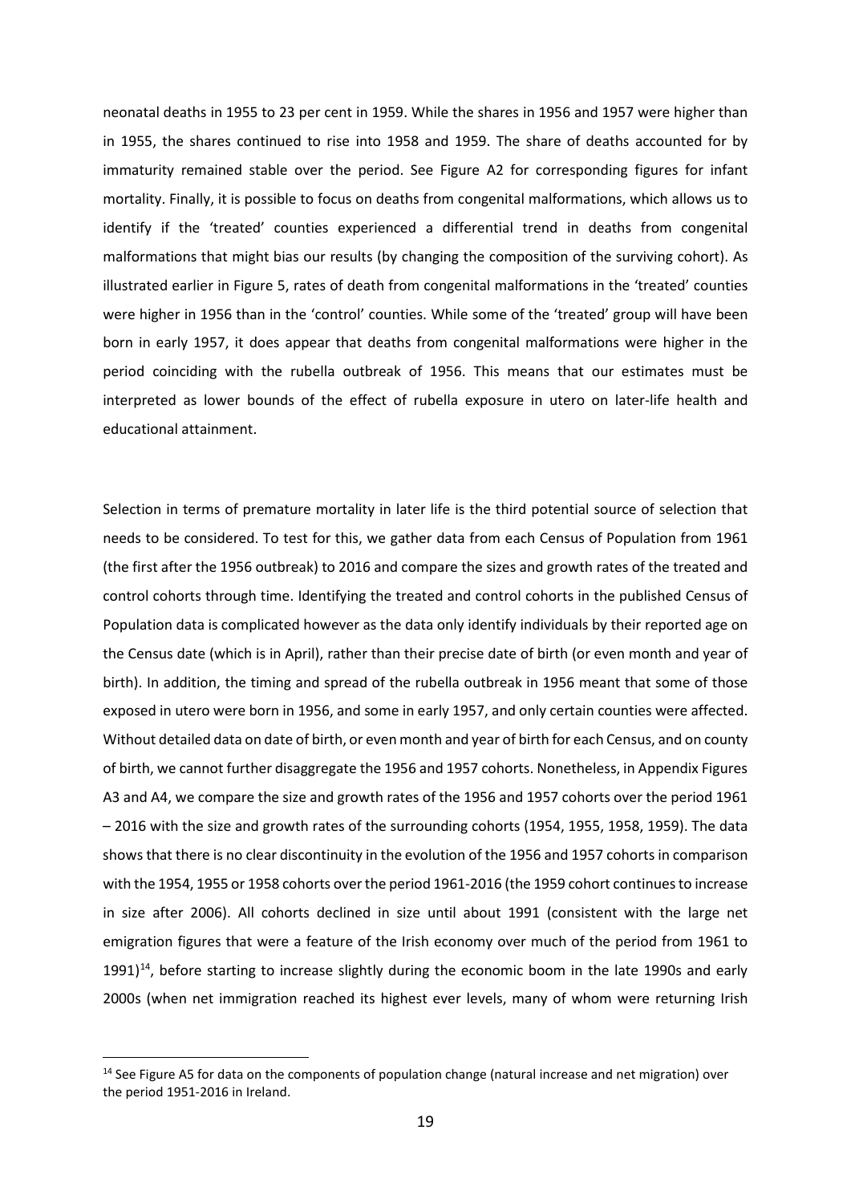neonatal deaths in 1955 to 23 per cent in 1959. While the shares in 1956 and 1957 were higher than in 1955, the shares continued to rise into 1958 and 1959. The share of deaths accounted for by immaturity remained stable over the period. See Figure A2 for corresponding figures for infant mortality. Finally, it is possible to focus on deaths from congenital malformations, which allows us to identify if the 'treated' counties experienced a differential trend in deaths from congenital malformations that might bias our results (by changing the composition of the surviving cohort). As illustrated earlier in Figure 5, rates of death from congenital malformations in the 'treated' counties were higher in 1956 than in the 'control' counties. While some of the 'treated' group will have been born in early 1957, it does appear that deaths from congenital malformations were higher in the period coinciding with the rubella outbreak of 1956. This means that our estimates must be interpreted as lower bounds of the effect of rubella exposure in utero on later-life health and educational attainment.

Selection in terms of premature mortality in later life is the third potential source of selection that needs to be considered. To test for this, we gather data from each Census of Population from 1961 (the first after the 1956 outbreak) to 2016 and compare the sizes and growth rates of the treated and control cohorts through time. Identifying the treated and control cohorts in the published Census of Population data is complicated however as the data only identify individuals by their reported age on the Census date (which is in April), rather than their precise date of birth (or even month and year of birth). In addition, the timing and spread of the rubella outbreak in 1956 meant that some of those exposed in utero were born in 1956, and some in early 1957, and only certain counties were affected. Without detailed data on date of birth, or even month and year of birth for each Census, and on county of birth, we cannot further disaggregate the 1956 and 1957 cohorts. Nonetheless, in Appendix Figures A3 and A4, we compare the size and growth rates of the 1956 and 1957 cohorts over the period 1961 – 2016 with the size and growth rates of the surrounding cohorts (1954, 1955, 1958, 1959). The data shows that there is no clear discontinuity in the evolution of the 1956 and 1957 cohorts in comparison with the 1954, 1955 or 1958 cohorts over the period 1961-2016 (the 1959 cohort continues to increase in size after 2006). All cohorts declined in size until about 1991 (consistent with the large net emigration figures that were a feature of the Irish economy over much of the period from 1961 to 1991)[14], before starting to increase slightly during the economic boom in the late 1990s and early 2000s (when net immigration reached its highest ever levels, many of whom were returning Irish

[14] See Figure A5 for data on the components of population change (natural increase and net migration) over the period 1951-2016 in Ireland.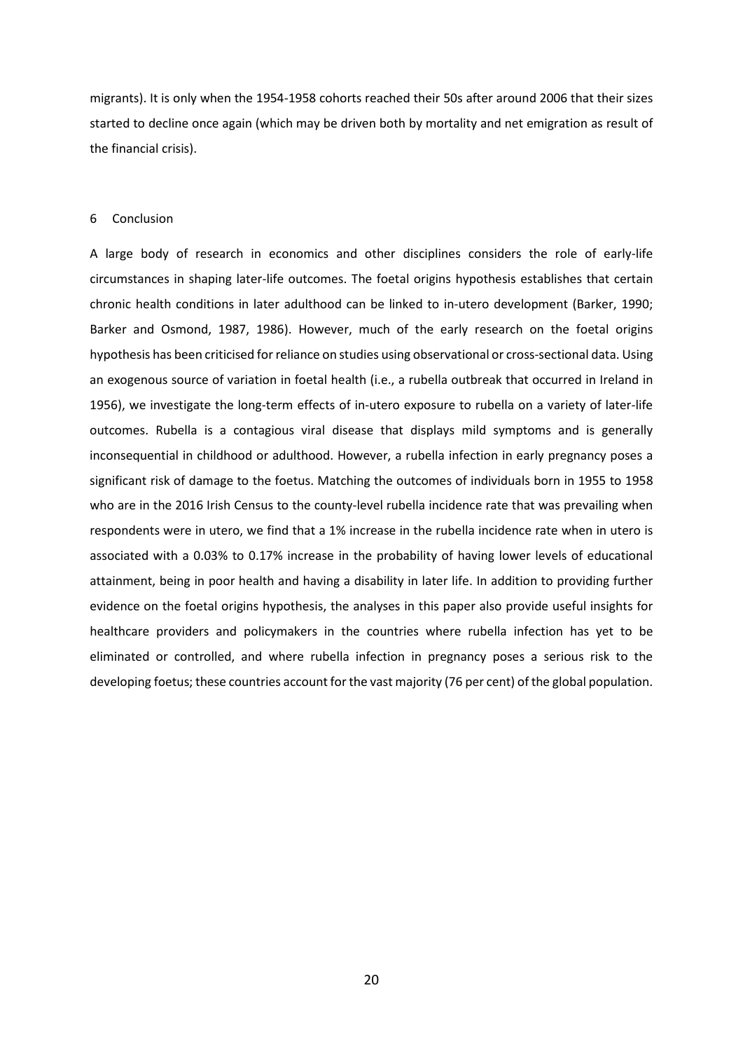migrants). It is only when the 1954-1958 cohorts reached their 50s after around 2006 that their sizes started to decline once again (which may be driven both by mortality and net emigration as result of the financial crisis).

## 6 Conclusion

A large body of research in economics and other disciplines considers the role of early-life circumstances in shaping later-life outcomes. The foetal origins hypothesis establishes that certain chronic health conditions in later adulthood can be linked to in-utero development (Barker, 1990; Barker and Osmond, 1987, 1986). However, much of the early research on the foetal origins hypothesis has been criticised for reliance on studies using observational or cross-sectional data. Using an exogenous source of variation in foetal health (i.e., a rubella outbreak that occurred in Ireland in 1956), we investigate the long-term effects of in-utero exposure to rubella on a variety of later-life outcomes. Rubella is a contagious viral disease that displays mild symptoms and is generally inconsequential in childhood or adulthood. However, a rubella infection in early pregnancy poses a significant risk of damage to the foetus. Matching the outcomes of individuals born in 1955 to 1958 who are in the 2016 Irish Census to the county-level rubella incidence rate that was prevailing when respondents were in utero, we find that a 1% increase in the rubella incidence rate when in utero is associated with a 0.03% to 0.17% increase in the probability of having lower levels of educational attainment, being in poor health and having a disability in later life. In addition to providing further evidence on the foetal origins hypothesis, the analyses in this paper also provide useful insights for healthcare providers and policymakers in the countries where rubella infection has yet to be eliminated or controlled, and where rubella infection in pregnancy poses a serious risk to the developing foetus; these countries account for the vast majority (76 per cent) of the global population.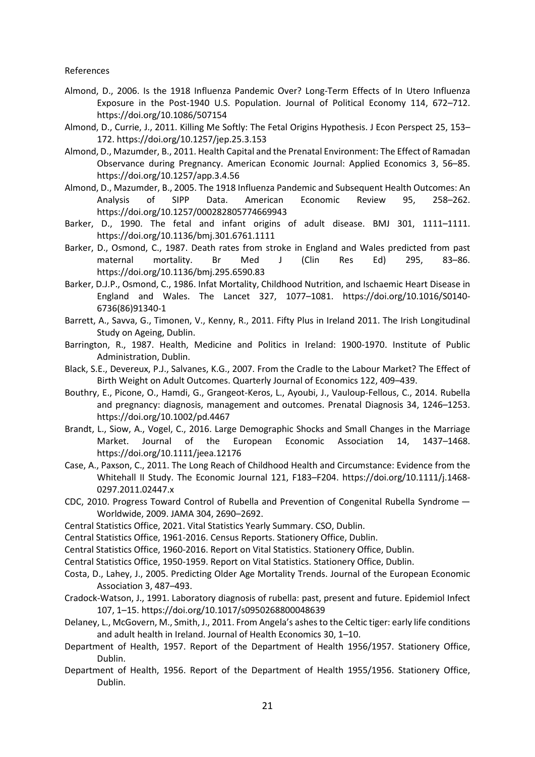References

Almond, D., 2006. Is the 1918 Influenza Pandemic Over? Long-Term Effects of In Utero Influenza Exposure in the Post-1940 U.S. Population. Journal of Political Economy 114, 672–712. https://doi.org/10.1086/507154

Almond, D., Currie, J., 2011. Killing Me Softly: The Fetal Origins Hypothesis. J Econ Perspect 25, 153–172. https://doi.org/10.1257/jep.25.3.153

Almond, D., Mazumder, B., 2011. Health Capital and the Prenatal Environment: The Effect of Ramadan Observance during Pregnancy. American Economic Journal: Applied Economics 3, 56–85. https://doi.org/10.1257/app.3.4.56

Almond, D., Mazumder, B., 2005. The 1918 Influenza Pandemic and Subsequent Health Outcomes: An Analysis of SIPP Data. American Economic Review 95, 258–262. https://doi.org/10.1257/000282805774669943

Barker, D., 1990. The fetal and infant origins of adult disease. BMJ 301, 1111–1111. https://doi.org/10.1136/bmj.301.6761.1111

Barker, D., Osmond, C., 1987. Death rates from stroke in England and Wales predicted from past maternal mortality. Br Med J (Clin Res Ed) 295, 83–86. https://doi.org/10.1136/bmj.295.6590.83

Barker, D.J.P., Osmond, C., 1986. Infat Mortality, Childhood Nutrition, and Ischaemic Heart Disease in England and Wales. The Lancet 327, 1077–1081. https://doi.org/10.1016/S0140-6736(86)91340-1

Barrett, A., Savva, G., Timonen, V., Kenny, R., 2011. Fifty Plus in Ireland 2011. The Irish Longitudinal Study on Ageing, Dublin.

Barrington, R., 1987. Health, Medicine and Politics in Ireland: 1900-1970. Institute of Public Administration, Dublin.

Black, S.E., Devereux, P.J., Salvanes, K.G., 2007. From the Cradle to the Labour Market? The Effect of Birth Weight on Adult Outcomes. Quarterly Journal of Economics 122, 409–439.

Bouthry, E., Picone, O., Hamdi, G., Grangeot-Keros, L., Ayoubi, J., Vauloup-Fellous, C., 2014. Rubella and pregnancy: diagnosis, management and outcomes. Prenatal Diagnosis 34, 1246–1253. https://doi.org/10.1002/pd.4467

Brandt, L., Siow, A., Vogel, C., 2016. Large Demographic Shocks and Small Changes in the Marriage Market. Journal of the European Economic Association 14, 1437–1468. https://doi.org/10.1111/jeea.12176

Case, A., Paxson, C., 2011. The Long Reach of Childhood Health and Circumstance: Evidence from the Whitehall II Study. The Economic Journal 121, F183–F204. https://doi.org/10.1111/j.1468-0297.2011.02447.x

CDC, 2010. Progress Toward Control of Rubella and Prevention of Congenital Rubella Syndrome — Worldwide, 2009. JAMA 304, 2690–2692.

Central Statistics Office, 2021. Vital Statistics Yearly Summary. CSO, Dublin.

Central Statistics Office, 1961-2016. Census Reports. Stationery Office, Dublin.

Central Statistics Office, 1960-2016. Report on Vital Statistics. Stationery Office, Dublin.

Central Statistics Office, 1950-1959. Report on Vital Statistics. Stationery Office, Dublin.

Costa, D., Lahey, J., 2005. Predicting Older Age Mortality Trends. Journal of the European Economic Association 3, 487–493.

Cradock-Watson, J., 1991. Laboratory diagnosis of rubella: past, present and future. Epidemiol Infect 107, 1–15. https://doi.org/10.1017/s0950268800048639

Delaney, L., McGovern, M., Smith, J., 2011. From Angela's ashes to the Celtic tiger: early life conditions and adult health in Ireland. Journal of Health Economics 30, 1–10.

Department of Health, 1957. Report of the Department of Health 1956/1957. Stationery Office, Dublin.

Department of Health, 1956. Report of the Department of Health 1955/1956. Stationery Office, Dublin.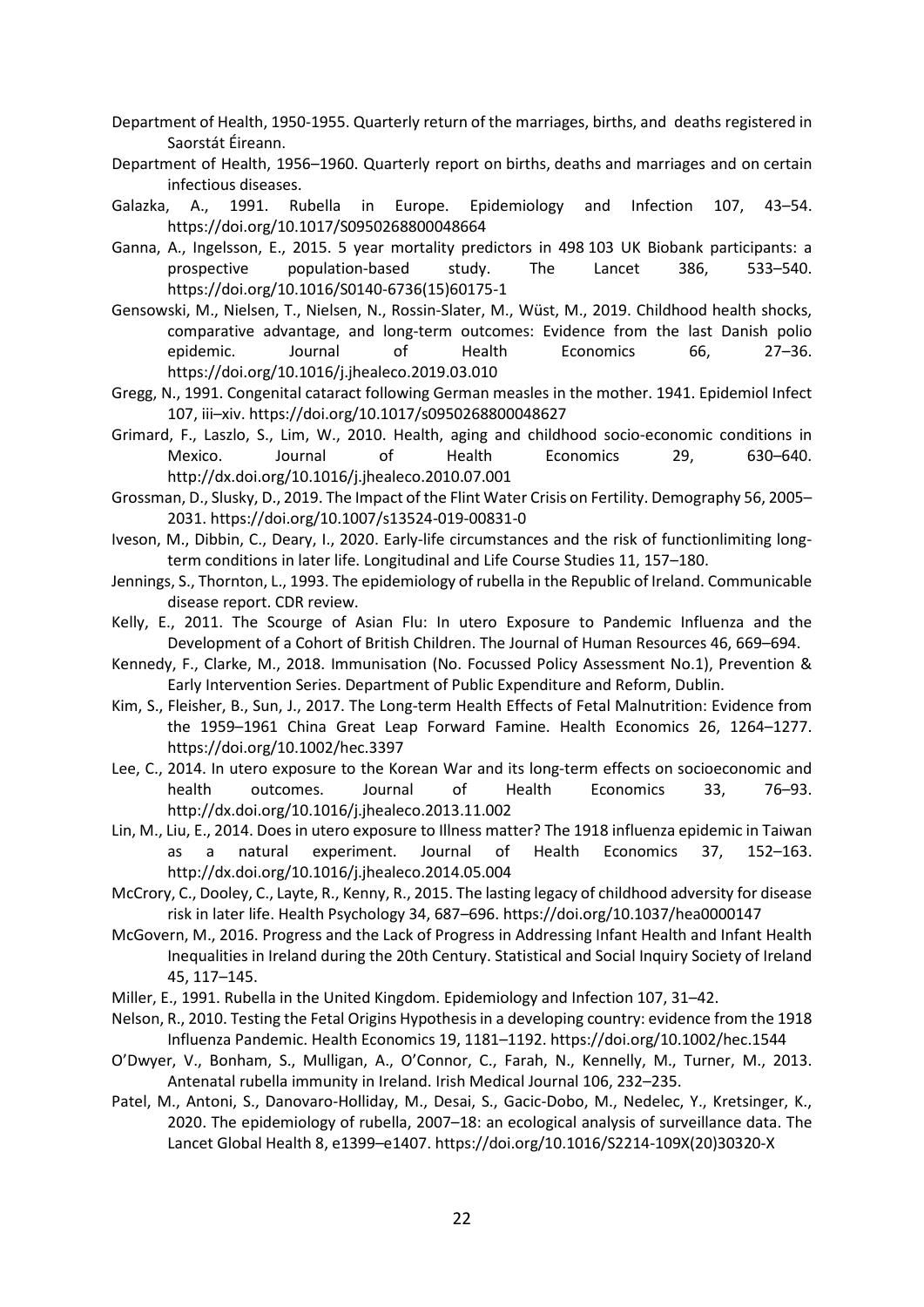Department of Health, 1950-1955. Quarterly return of the marriages, births, and deaths registered in Saorstát Éireann.

Department of Health, 1956–1960. Quarterly report on births, deaths and marriages and on certain infectious diseases.

Galazka, A., 1991. Rubella in Europe. Epidemiology and Infection 107, 43–54. https://doi.org/10.1017/S0950268800048664

Ganna, A., Ingelsson, E., 2015. 5 year mortality predictors in 498 103 UK Biobank participants: a prospective population-based study. The Lancet 386, 533–540. https://doi.org/10.1016/S0140-6736(15)60175-1

Gensowski, M., Nielsen, T., Nielsen, N., Rossin-Slater, M., Wüst, M., 2019. Childhood health shocks, comparative advantage, and long-term outcomes: Evidence from the last Danish polio epidemic. Journal of Health Economics 66, 27–36. https://doi.org/10.1016/j.jhealeco.2019.03.010

Gregg, N., 1991. Congenital cataract following German measles in the mother. 1941. Epidemiol Infect 107, iii–xiv. https://doi.org/10.1017/s0950268800048627

Grimard, F., Laszlo, S., Lim, W., 2010. Health, aging and childhood socio-economic conditions in Mexico. Journal of Health Economics 29, 630–640. http://dx.doi.org/10.1016/j.jhealeco.2010.07.001

Grossman, D., Slusky, D., 2019. The Impact of the Flint Water Crisis on Fertility. Demography 56, 2005–2031. https://doi.org/10.1007/s13524-019-00831-0

Iveson, M., Dibbin, C., Deary, I., 2020. Early-life circumstances and the risk of functionlimiting long-term conditions in later life. Longitudinal and Life Course Studies 11, 157–180.

Jennings, S., Thornton, L., 1993. The epidemiology of rubella in the Republic of Ireland. Communicable disease report. CDR review.

Kelly, E., 2011. The Scourge of Asian Flu: In utero Exposure to Pandemic Influenza and the Development of a Cohort of British Children. The Journal of Human Resources 46, 669–694.

Kennedy, F., Clarke, M., 2018. Immunisation (No. Focussed Policy Assessment No.1), Prevention & Early Intervention Series. Department of Public Expenditure and Reform, Dublin.

Kim, S., Fleisher, B., Sun, J., 2017. The Long-term Health Effects of Fetal Malnutrition: Evidence from the 1959–1961 China Great Leap Forward Famine. Health Economics 26, 1264–1277. https://doi.org/10.1002/hec.3397

Lee, C., 2014. In utero exposure to the Korean War and its long-term effects on socioeconomic and health outcomes. Journal of Health Economics 33, 76–93. http://dx.doi.org/10.1016/j.jhealeco.2013.11.002

Lin, M., Liu, E., 2014. Does in utero exposure to Illness matter? The 1918 influenza epidemic in Taiwan as a natural experiment. Journal of Health Economics 37, 152–163. http://dx.doi.org/10.1016/j.jhealeco.2014.05.004

McCrory, C., Dooley, C., Layte, R., Kenny, R., 2015. The lasting legacy of childhood adversity for disease risk in later life. Health Psychology 34, 687–696. https://doi.org/10.1037/hea0000147

McGovern, M., 2016. Progress and the Lack of Progress in Addressing Infant Health and Infant Health Inequalities in Ireland during the 20th Century. Statistical and Social Inquiry Society of Ireland 45, 117–145.

Miller, E., 1991. Rubella in the United Kingdom. Epidemiology and Infection 107, 31–42.

Nelson, R., 2010. Testing the Fetal Origins Hypothesis in a developing country: evidence from the 1918 Influenza Pandemic. Health Economics 19, 1181–1192. https://doi.org/10.1002/hec.1544

O'Dwyer, V., Bonham, S., Mulligan, A., O'Connor, C., Farah, N., Kennelly, M., Turner, M., 2013. Antenatal rubella immunity in Ireland. Irish Medical Journal 106, 232–235.

Patel, M., Antoni, S., Danovaro-Holliday, M., Desai, S., Gacic-Dobo, M., Nedelec, Y., Kretsinger, K., 2020. The epidemiology of rubella, 2007–18: an ecological analysis of surveillance data. The Lancet Global Health 8, e1399–e1407. https://doi.org/10.1016/S2214-109X(20)30320-X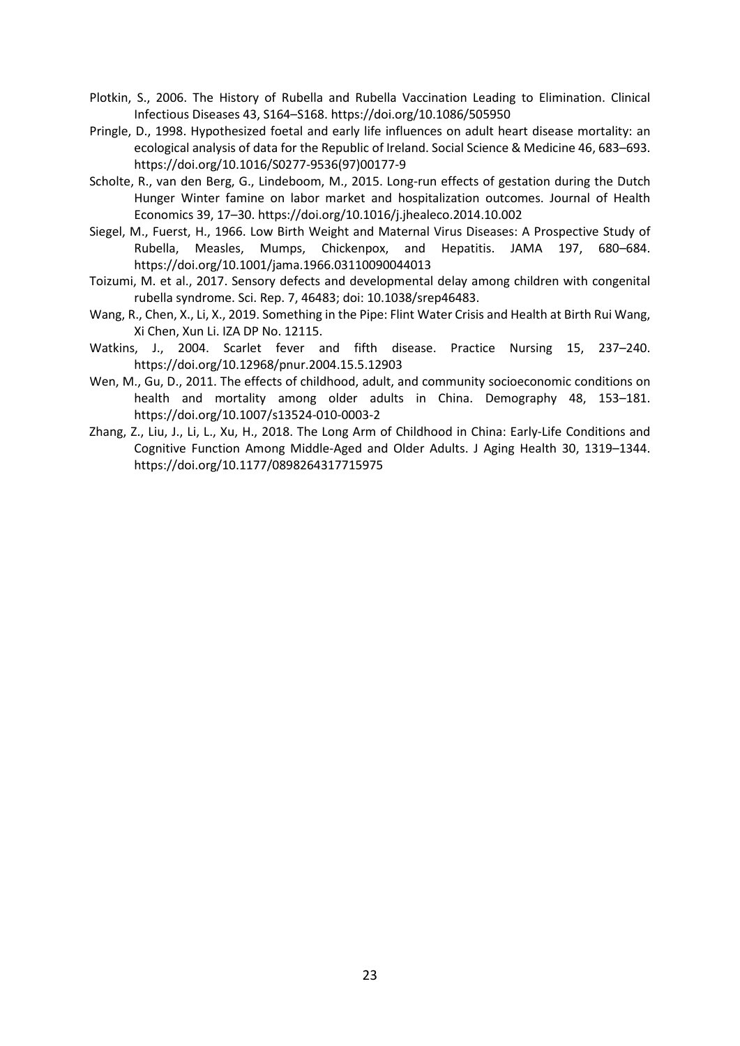Plotkin, S., 2006. The History of Rubella and Rubella Vaccination Leading to Elimination. Clinical Infectious Diseases 43, S164–S168. https://doi.org/10.1086/505950

Pringle, D., 1998. Hypothesized foetal and early life influences on adult heart disease mortality: an ecological analysis of data for the Republic of Ireland. Social Science & Medicine 46, 683–693. https://doi.org/10.1016/S0277-9536(97)00177-9

Scholte, R., van den Berg, G., Lindeboom, M., 2015. Long-run effects of gestation during the Dutch Hunger Winter famine on labor market and hospitalization outcomes. Journal of Health Economics 39, 17–30. https://doi.org/10.1016/j.jhealeco.2014.10.002

Siegel, M., Fuerst, H., 1966. Low Birth Weight and Maternal Virus Diseases: A Prospective Study of Rubella, Measles, Mumps, Chickenpox, and Hepatitis. JAMA 197, 680–684. https://doi.org/10.1001/jama.1966.03110090044013

Toizumi, M. et al., 2017. Sensory defects and developmental delay among children with congenital rubella syndrome. Sci. Rep. 7, 46483; doi: 10.1038/srep46483.

Wang, R., Chen, X., Li, X., 2019. Something in the Pipe: Flint Water Crisis and Health at Birth Rui Wang, Xi Chen, Xun Li. IZA DP No. 12115.

Watkins, J., 2004. Scarlet fever and fifth disease. Practice Nursing 15, 237–240. https://doi.org/10.12968/pnur.2004.15.5.12903

Wen, M., Gu, D., 2011. The effects of childhood, adult, and community socioeconomic conditions on health and mortality among older adults in China. Demography 48, 153–181. https://doi.org/10.1007/s13524-010-0003-2

Zhang, Z., Liu, J., Li, L., Xu, H., 2018. The Long Arm of Childhood in China: Early-Life Conditions and Cognitive Function Among Middle-Aged and Older Adults. J Aging Health 30, 1319–1344. https://doi.org/10.1177/0898264317715975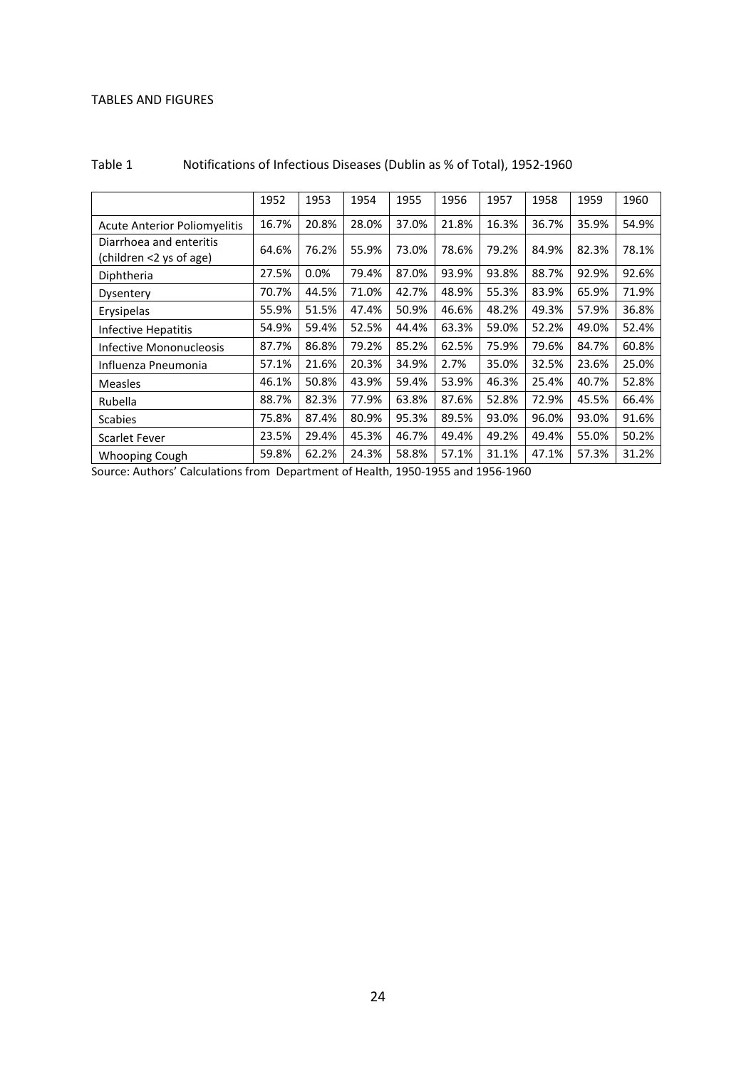TABLES AND FIGURES

Table 1 Notifications of Infectious Diseases (Dublin as % of Total), 1952-1960

| | 1952 | 1953 | 1954 | 1955 | 1956 | 1957 | 1958 | 1959 | 1960 |
|---|---|---|---|---|---|---|---|---|---|
| Acute Anterior Poliomyelitis | 16.7% | 20.8% | 28.0% | 37.0% | 21.8% | 16.3% | 36.7% | 35.9% | 54.9% |
| Diarrhoea and enteritis (children <2 ys of age) | 64.6% | 76.2% | 55.9% | 73.0% | 78.6% | 79.2% | 84.9% | 82.3% | 78.1% |
| Diphtheria | 27.5% | 0.0% | 79.4% | 87.0% | 93.9% | 93.8% | 88.7% | 92.9% | 92.6% |
| Dysentery | 70.7% | 44.5% | 71.0% | 42.7% | 48.9% | 55.3% | 83.9% | 65.9% | 71.9% |
| Erysipelas | 55.9% | 51.5% | 47.4% | 50.9% | 46.6% | 48.2% | 49.3% | 57.9% | 36.8% |
| Infective Hepatitis | 54.9% | 59.4% | 52.5% | 44.4% | 63.3% | 59.0% | 52.2% | 49.0% | 52.4% |
| Infective Mononucleosis | 87.7% | 86.8% | 79.2% | 85.2% | 62.5% | 75.9% | 79.6% | 84.7% | 60.8% |
| Influenza Pneumonia | 57.1% | 21.6% | 20.3% | 34.9% | 2.7% | 35.0% | 32.5% | 23.6% | 25.0% |
| Measles | 46.1% | 50.8% | 43.9% | 59.4% | 53.9% | 46.3% | 25.4% | 40.7% | 52.8% |
| Rubella | 88.7% | 82.3% | 77.9% | 63.8% | 87.6% | 52.8% | 72.9% | 45.5% | 66.4% |
| Scabies | 75.8% | 87.4% | 80.9% | 95.3% | 89.5% | 93.0% | 96.0% | 93.0% | 91.6% |
| Scarlet Fever | 23.5% | 29.4% | 45.3% | 46.7% | 49.4% | 49.2% | 49.4% | 55.0% | 50.2% |
| Whooping Cough | 59.8% | 62.2% | 24.3% | 58.8% | 57.1% | 31.1% | 47.1% | 57.3% | 31.2% |

Source: Authors' Calculations from Department of Health, 1950-1955 and 1956-1960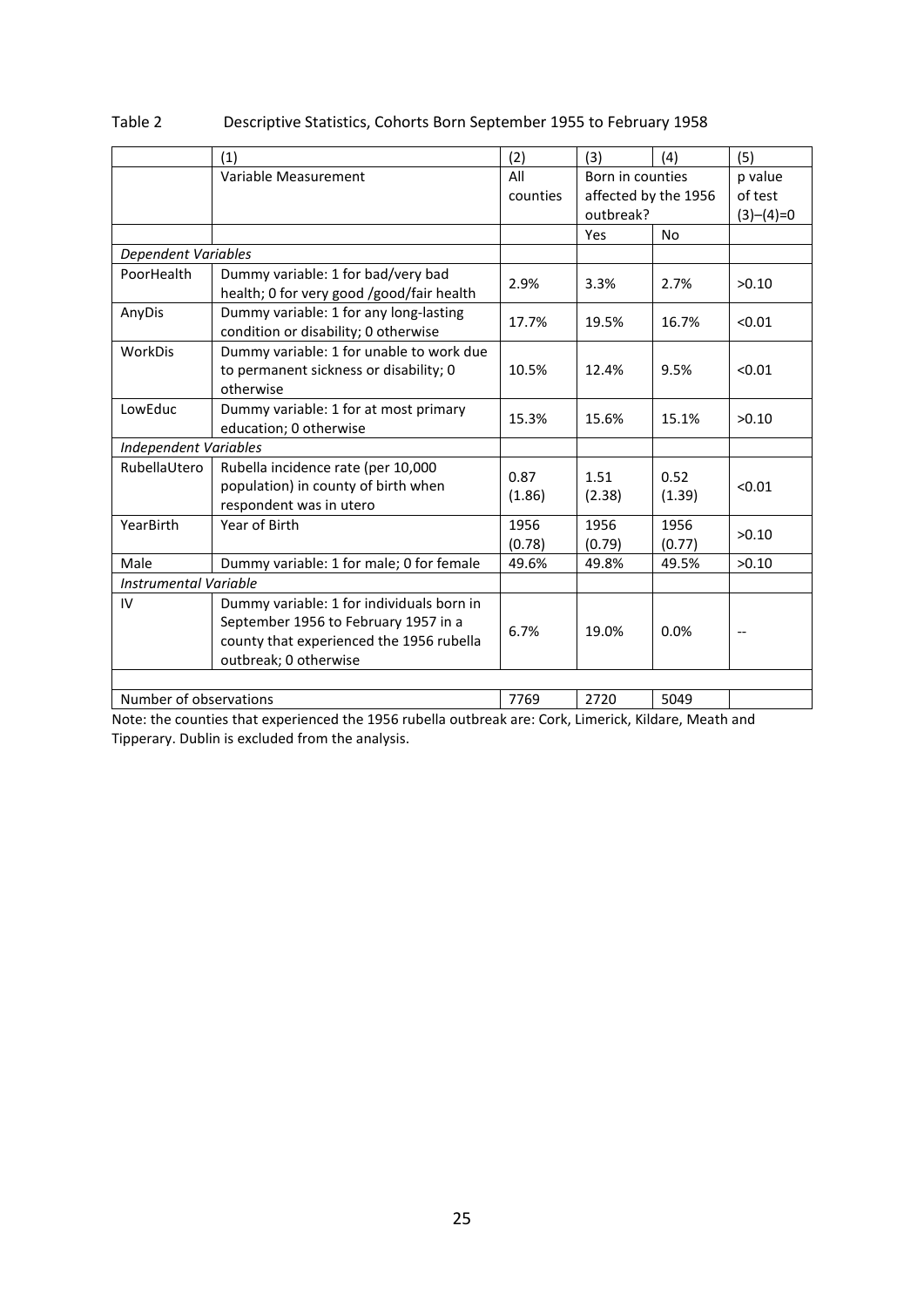Table 2 Descriptive Statistics, Cohorts Born September 1955 to February 1958

| | (1) | (2) | (3) | (4) | (5) |
|---|---|---|---|---|---|
| | Variable Measurement | All counties | Born in counties affected by the 1956 outbreak? | | p value of test (3)–(4)=0 |
| | | | Yes | No | |
| *Dependent Variables* | | | | | |
| PoorHealth | Dummy variable: 1 for bad/very bad health; 0 for very good /good/fair health | 2.9% | 3.3% | 2.7% | >0.10 |
| AnyDis | Dummy variable: 1 for any long-lasting condition or disability; 0 otherwise | 17.7% | 19.5% | 16.7% | <0.01 |
| WorkDis | Dummy variable: 1 for unable to work due to permanent sickness or disability; 0 otherwise | 10.5% | 12.4% | 9.5% | <0.01 |
| LowEduc | Dummy variable: 1 for at most primary education; 0 otherwise | 15.3% | 15.6% | 15.1% | >0.10 |
| *Independent Variables* | | | | | |
| RubellaUtero | Rubella incidence rate (per 10,000 population) in county of birth when respondent was in utero | 0.87 (1.86) | 1.51 (2.38) | 0.52 (1.39) | <0.01 |
| YearBirth | Year of Birth | 1956 (0.78) | 1956 (0.79) | 1956 (0.77) | >0.10 |
| Male | Dummy variable: 1 for male; 0 for female | 49.6% | 49.8% | 49.5% | >0.10 |
| *Instrumental Variable* | | | | | |
| IV | Dummy variable: 1 for individuals born in September 1956 to February 1957 in a county that experienced the 1956 rubella outbreak; 0 otherwise | 6.7% | 19.0% | 0.0% | -- |
| Number of observations | | 7769 | 2720 | 5049 | |

Note: the counties that experienced the 1956 rubella outbreak are: Cork, Limerick, Kildare, Meath and Tipperary. Dublin is excluded from the analysis.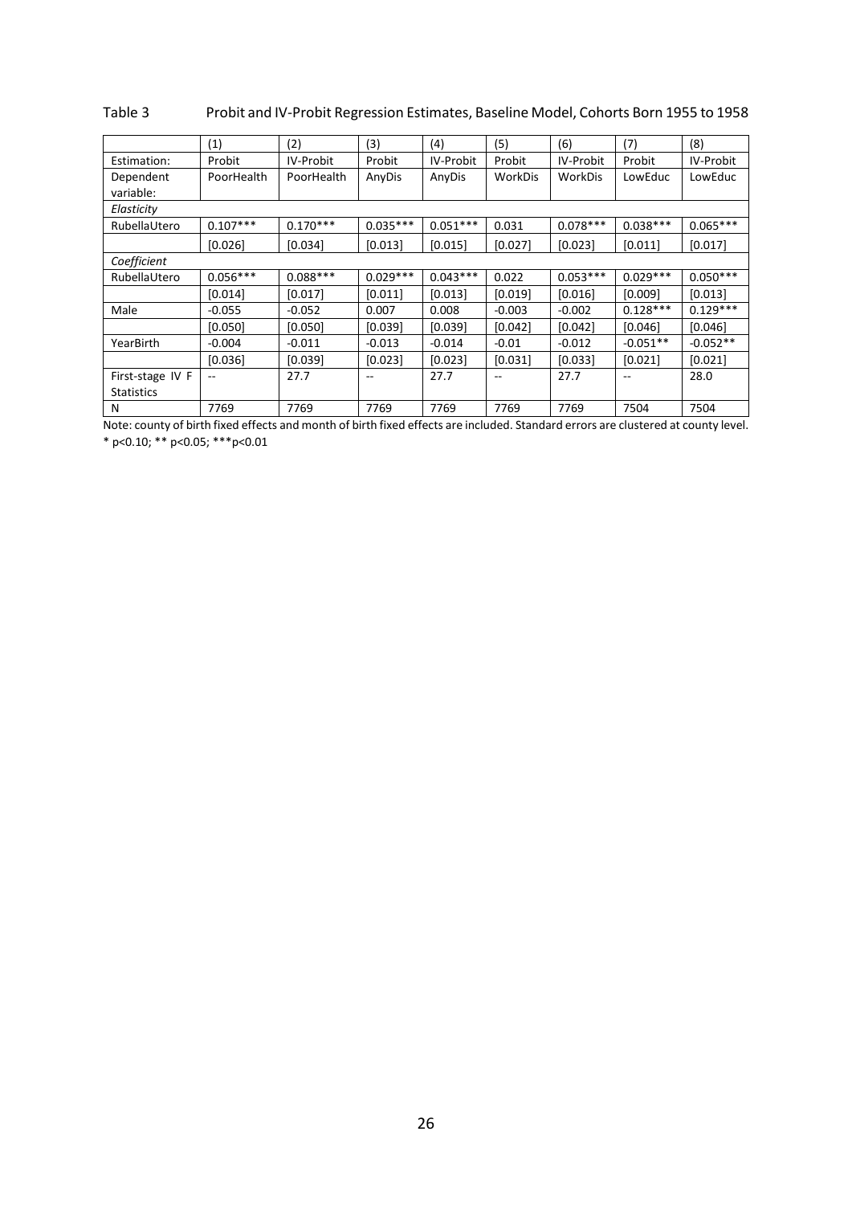Table 3 Probit and IV-Probit Regression Estimates, Baseline Model, Cohorts Born 1955 to 1958

| | (1) | (2) | (3) | (4) | (5) | (6) | (7) | (8) |
|---|---|---|---|---|---|---|---|---|
| Estimation: | Probit | IV-Probit | Probit | IV-Probit | Probit | IV-Probit | Probit | IV-Probit |
| Dependent variable: | PoorHealth | PoorHealth | AnyDis | AnyDis | WorkDis | WorkDis | LowEduc | LowEduc |
| *Elasticity* | | | | | | | | |
| RubellaUtero | 0.107*** | 0.170*** | 0.035*** | 0.051*** | 0.031 | 0.078*** | 0.038*** | 0.065*** |
| | [0.026] | [0.034] | [0.013] | [0.015] | [0.027] | [0.023] | [0.011] | [0.017] |
| *Coefficient* | | | | | | | | |
| RubellaUtero | 0.056*** | 0.088*** | 0.029*** | 0.043*** | 0.022 | 0.053*** | 0.029*** | 0.050*** |
| | [0.014] | [0.017] | [0.011] | [0.013] | [0.019] | [0.016] | [0.009] | [0.013] |
| Male | -0.055 | -0.052 | 0.007 | 0.008 | -0.003 | -0.002 | 0.128*** | 0.129*** |
| | [0.050] | [0.050] | [0.039] | [0.039] | [0.042] | [0.042] | [0.046] | [0.046] |
| YearBirth | -0.004 | -0.011 | -0.013 | -0.014 | -0.01 | -0.012 | -0.051** | -0.052** |
| | [0.036] | [0.039] | [0.023] | [0.023] | [0.031] | [0.033] | [0.021] | [0.021] |
| First-stage IV F Statistics | -- | 27.7 | -- | 27.7 | -- | 27.7 | -- | 28.0 |
| N | 7769 | 7769 | 7769 | 7769 | 7769 | 7769 | 7504 | 7504 |

Note: county of birth fixed effects and month of birth fixed effects are included. Standard errors are clustered at county level.
* p<0.10; ** p<0.05; ***p<0.01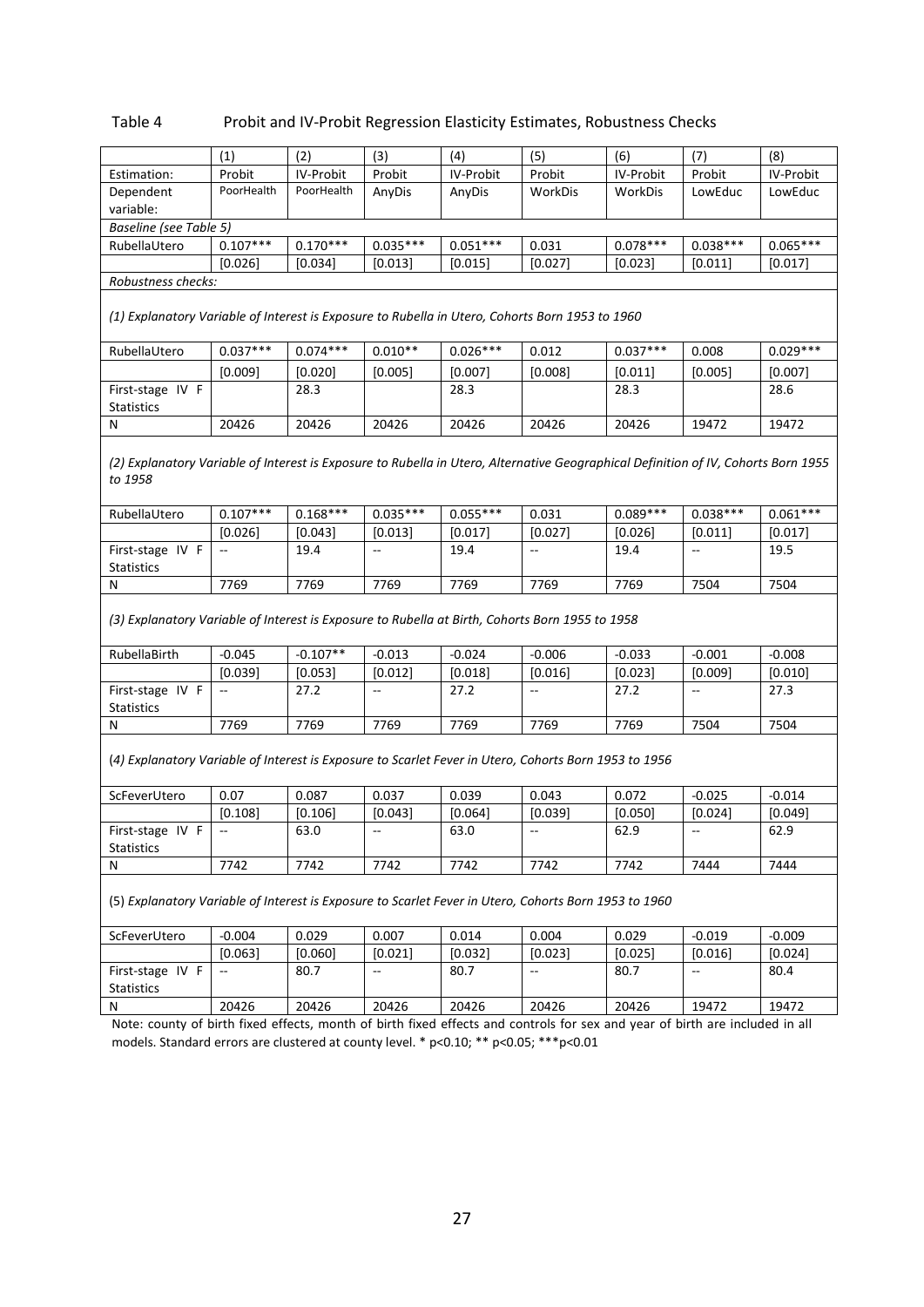Table 4 Probit and IV-Probit Regression Elasticity Estimates, Robustness Checks

| | (1) | (2) | (3) | (4) | (5) | (6) | (7) | (8) |
|---|---|---|---|---|---|---|---|---|
| Estimation: | Probit | IV-Probit | Probit | IV-Probit | Probit | IV-Probit | Probit | IV-Probit |
| Dependent variable: | PoorHealth | PoorHealth | AnyDis | AnyDis | WorkDis | WorkDis | LowEduc | LowEduc |
| *Baseline (see Table 5)* | | | | | | | | |
| RubellaUtero | 0.107*** | 0.170*** | 0.035*** | 0.051*** | 0.031 | 0.078*** | 0.038*** | 0.065*** |
| | [0.026] | [0.034] | [0.013] | [0.015] | [0.027] | [0.023] | [0.011] | [0.017] |
| *Robustness checks:* | | | | | | | | |
| *(1) Explanatory Variable of Interest is Exposure to Rubella in Utero, Cohorts Born 1953 to 1960* | | | | | | | | |
| RubellaUtero | 0.037*** | 0.074*** | 0.010** | 0.026*** | 0.012 | 0.037*** | 0.008 | 0.029*** |
| | [0.009] | [0.020] | [0.005] | [0.007] | [0.008] | [0.011] | [0.005] | [0.007] |
| First-stage IV F Statistics | | 28.3 | | 28.3 | | 28.3 | | 28.6 |
| N | 20426 | 20426 | 20426 | 20426 | 20426 | 20426 | 19472 | 19472 |
| *(2) Explanatory Variable of Interest is Exposure to Rubella in Utero, Alternative Geographical Definition of IV, Cohorts Born 1955 to 1958* | | | | | | | | |
| RubellaUtero | 0.107*** | 0.168*** | 0.035*** | 0.055*** | 0.031 | 0.089*** | 0.038*** | 0.061*** |
| | [0.026] | [0.043] | [0.013] | [0.017] | [0.027] | [0.026] | [0.011] | [0.017] |
| First-stage IV F Statistics | -- | 19.4 | -- | 19.4 | -- | 19.4 | -- | 19.5 |
| N | 7769 | 7769 | 7769 | 7769 | 7769 | 7769 | 7504 | 7504 |
| *(3) Explanatory Variable of Interest is Exposure to Rubella at Birth, Cohorts Born 1955 to 1958* | | | | | | | | |
| RubellaBirth | -0.045 | -0.107** | -0.013 | -0.024 | -0.006 | -0.033 | -0.001 | -0.008 |
| | [0.039] | [0.053] | [0.012] | [0.018] | [0.016] | [0.023] | [0.009] | [0.010] |
| First-stage IV F Statistics | -- | 27.2 | -- | 27.2 | -- | 27.2 | -- | 27.3 |
| N | 7769 | 7769 | 7769 | 7769 | 7769 | 7769 | 7504 | 7504 |
| *(4) Explanatory Variable of Interest is Exposure to Scarlet Fever in Utero, Cohorts Born 1953 to 1956* | | | | | | | | |
| ScFeverUtero | 0.07 | 0.087 | 0.037 | 0.039 | 0.043 | 0.072 | -0.025 | -0.014 |
| | [0.108] | [0.106] | [0.043] | [0.064] | [0.039] | [0.050] | [0.024] | [0.049] |
| First-stage IV F Statistics | -- | 63.0 | -- | 63.0 | -- | 62.9 | -- | 62.9 |
| N | 7742 | 7742 | 7742 | 7742 | 7742 | 7742 | 7444 | 7444 |
| (5) *Explanatory Variable of Interest is Exposure to Scarlet Fever in Utero, Cohorts Born 1953 to 1960* | | | | | | | | |
| ScFeverUtero | -0.004 | 0.029 | 0.007 | 0.014 | 0.004 | 0.029 | -0.019 | -0.009 |
| | [0.063] | [0.060] | [0.021] | [0.032] | [0.023] | [0.025] | [0.016] | [0.024] |
| First-stage IV F Statistics | -- | 80.7 | -- | 80.7 | -- | 80.7 | -- | 80.4 |
| N | 20426 | 20426 | 20426 | 20426 | 20426 | 20426 | 19472 | 19472 |

Note: county of birth fixed effects, month of birth fixed effects and controls for sex and year of birth are included in all models. Standard errors are clustered at county level. * p<0.10; ** p<0.05; ***p<0.01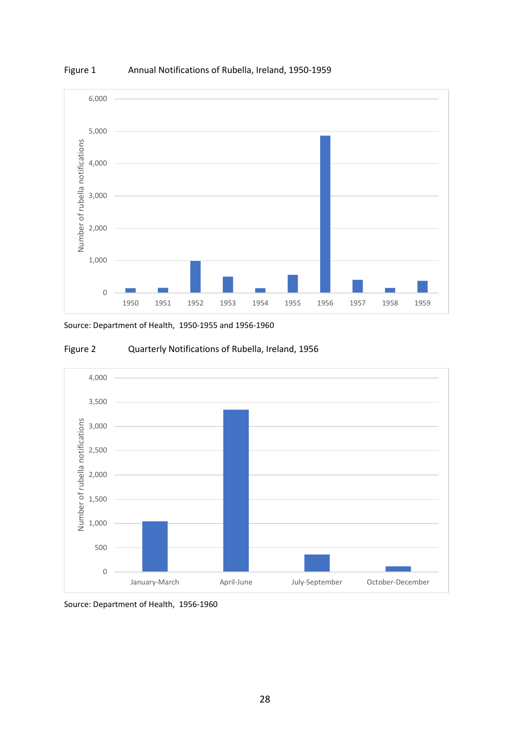Figure 1 Annual Notifications of Rubella, Ireland, 1950-1959

Number of rubella notifications

6,000
5,000
4,000
3,000
2,000
1,000
0

1950 1951 1952 1953 1954 1955 1956 1957 1958 1959

Source: Department of Health, 1950-1955 and 1956-1960

Figure 2 Quarterly Notifications of Rubella, Ireland, 1956

Number of rubella notifications

4,000
3,500
3,000
2,500
2,000
1,500
1,000
500
0

January-March April-June July-September October-December

Source: Department of Health, 1956-1960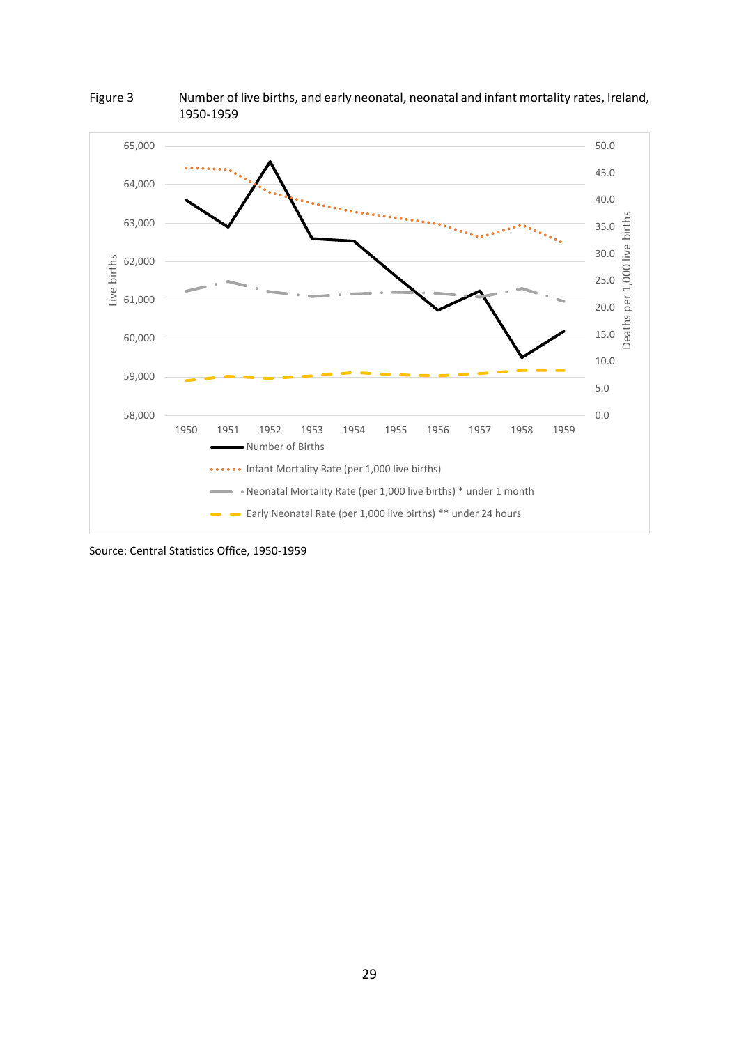Figure 3 Number of live births, and early neonatal, neonatal and infant mortality rates, Ireland, 1950-1959

65,000
64,000
63,000
62,000
61,000
60,000
59,000
58,000

Live births

50.0
45.0
40.0
35.0
30.0
25.0
20.0
15.0
10.0
5.0
0.0

Deaths per 1,000 live births

1950 1951 1952 1953 1954 1955 1956 1957 1958 1959

Number of Births

Infant Mortality Rate (per 1,000 live births)

Neonatal Mortality Rate (per 1,000 live births) * under 1 month

Early Neonatal Rate (per 1,000 live births) ** under 24 hours

Source: Central Statistics Office, 1950-1959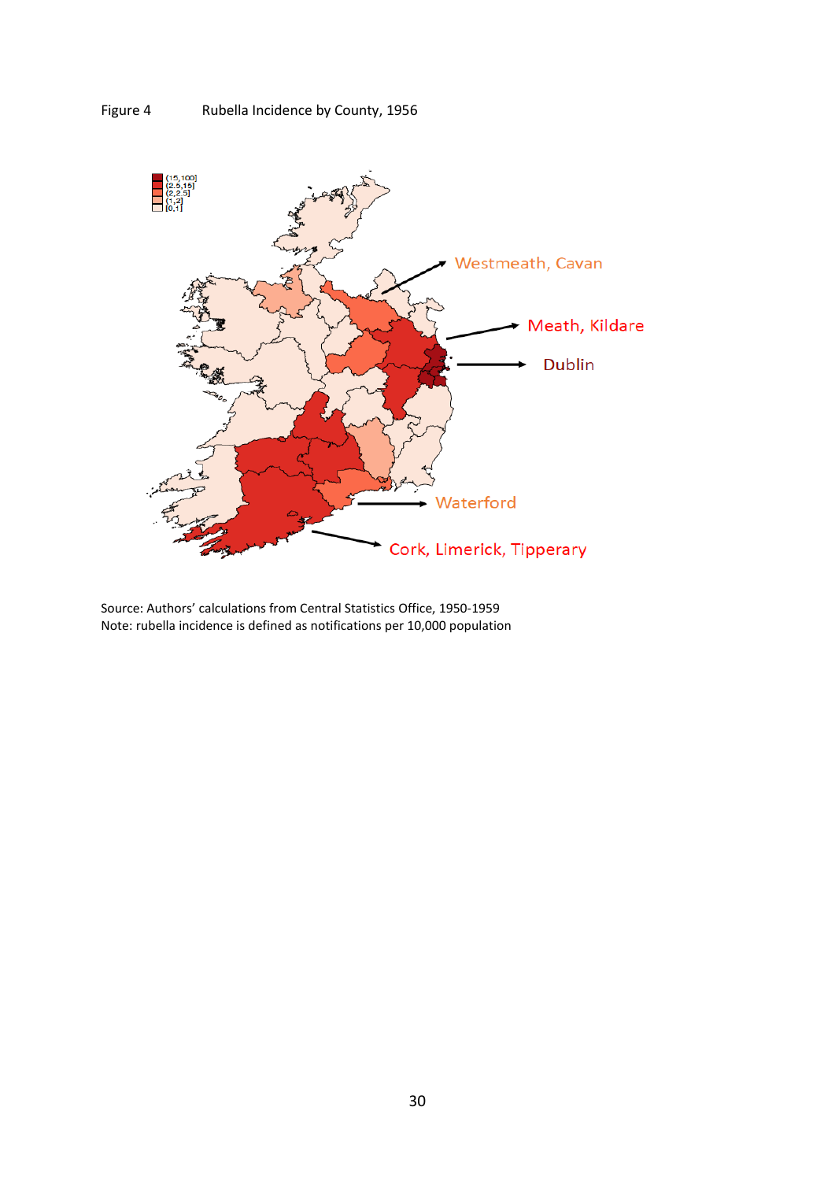Figure 4 Rubella Incidence by County, 1956

(15,100]
(2.5,15]
(2,2.5]
(1,2]
[0,1]

Westmeath, Cavan

Meath, Kildare

Dublin

Waterford

Cork, Limerick, Tipperary

Source: Authors' calculations from Central Statistics Office, 1950-1959
Note: rubella incidence is defined as notifications per 10,000 population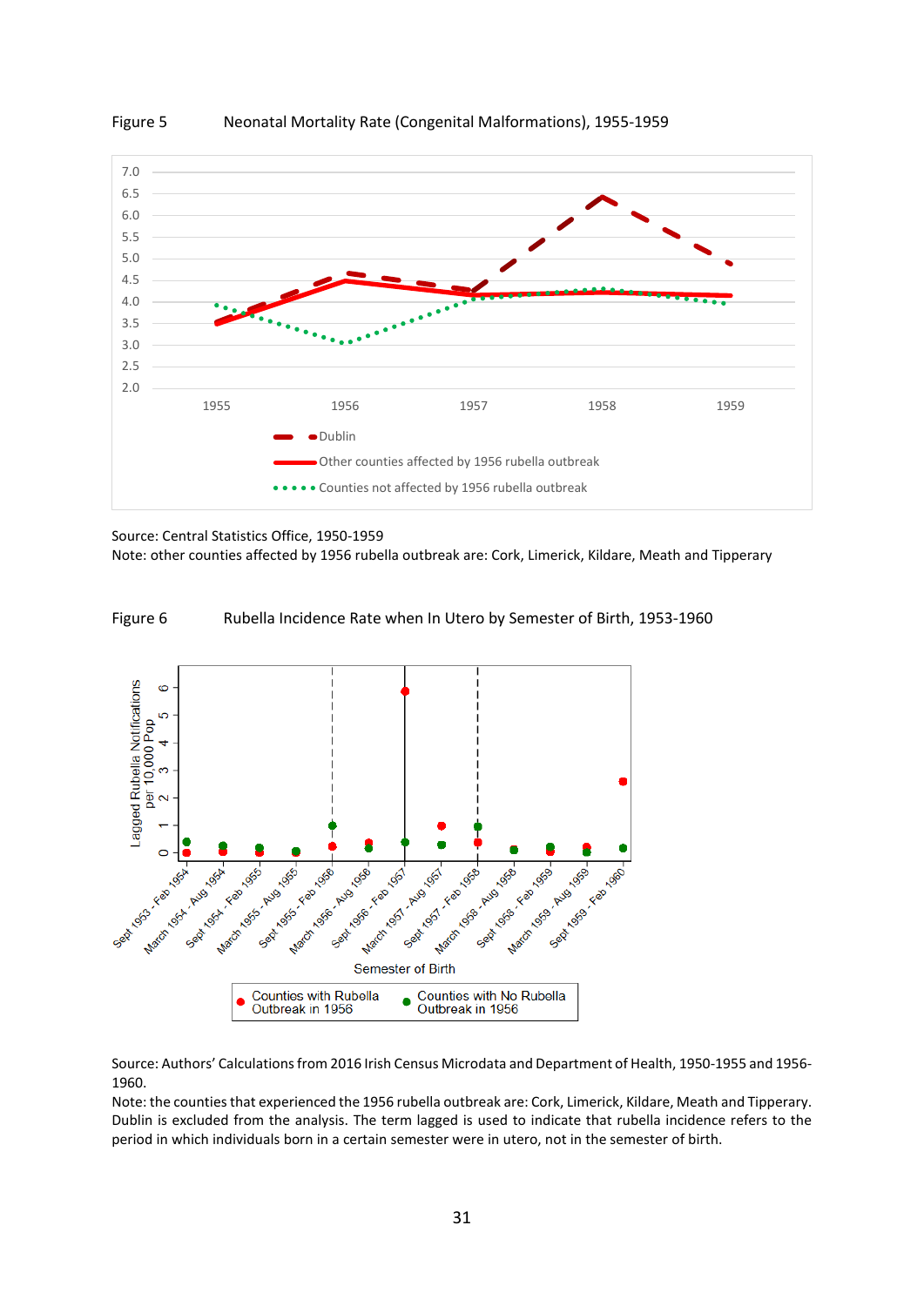Figure 5 Neonatal Mortality Rate (Congenital Malformations), 1955-1959

7.0
6.5
6.0
5.5
5.0
4.5
4.0
3.5
3.0
2.5
2.0

1955
1956
1957
1958
1959

Dublin
Other counties affected by 1956 rubella outbreak
Counties not affected by 1956 rubella outbreak

Source: Central Statistics Office, 1950-1959
Note: other counties affected by 1956 rubella outbreak are: Cork, Limerick, Kildare, Meath and Tipperary

Figure 6 Rubella Incidence Rate when In Utero by Semester of Birth, 1953-1960

Lagged Rubella Notifications per 10,000 Pop

0
1
2
3
4
5
6

Sept 1953 - Feb 1954
March 1954 - Aug 1954
Sept 1954 - Feb 1955
March 1955 - Aug 1955
Sept 1955 - Feb 1956
March 1956 - Aug 1956
Sept 1956 - Feb 1957
March 1957 - Aug 1957
Sept 1957 - Feb 1958
March 1958 - Aug 1958
Sept 1958 - Feb 1959
March 1959 - Aug 1959
Sept 1959 - Feb 1960

Semester of Birth

Counties with Rubella Outbreak in 1956
Counties with No Rubella Outbreak in 1956

Source: Authors' Calculations from 2016 Irish Census Microdata and Department of Health, 1950-1955 and 1956-1960.
Note: the counties that experienced the 1956 rubella outbreak are: Cork, Limerick, Kildare, Meath and Tipperary. Dublin is excluded from the analysis. The term lagged is used to indicate that rubella incidence refers to the period in which individuals born in a certain semester were in utero, not in the semester of birth.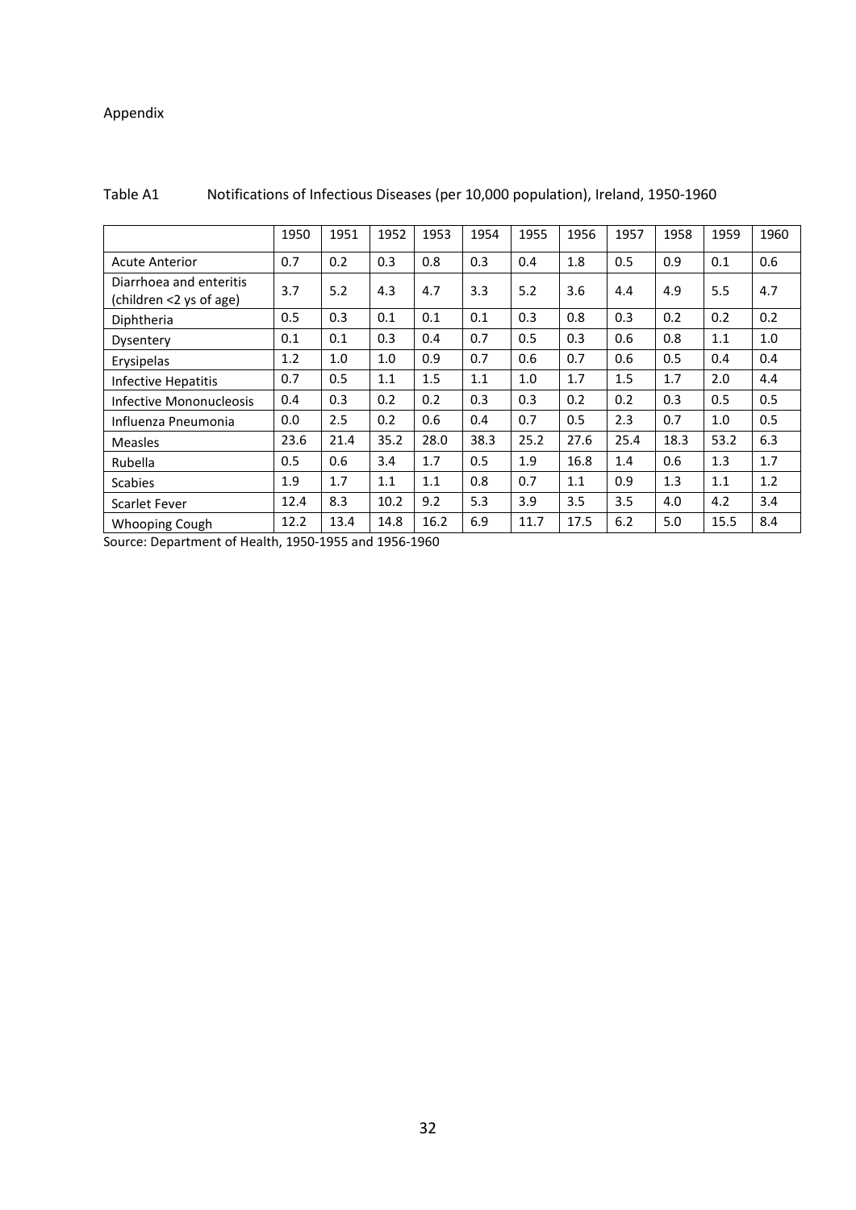Appendix

Table A1 Notifications of Infectious Diseases (per 10,000 population), Ireland, 1950-1960

| | 1950 | 1951 | 1952 | 1953 | 1954 | 1955 | 1956 | 1957 | 1958 | 1959 | 1960 |
|---|---|---|---|---|---|---|---|---|---|---|---|
| Acute Anterior | 0.7 | 0.2 | 0.3 | 0.8 | 0.3 | 0.4 | 1.8 | 0.5 | 0.9 | 0.1 | 0.6 |
| Diarrhoea and enteritis (children <2 ys of age) | 3.7 | 5.2 | 4.3 | 4.7 | 3.3 | 5.2 | 3.6 | 4.4 | 4.9 | 5.5 | 4.7 |
| Diphtheria | 0.5 | 0.3 | 0.1 | 0.1 | 0.1 | 0.3 | 0.8 | 0.3 | 0.2 | 0.2 | 0.2 |
| Dysentery | 0.1 | 0.1 | 0.3 | 0.4 | 0.7 | 0.5 | 0.3 | 0.6 | 0.8 | 1.1 | 1.0 |
| Erysipelas | 1.2 | 1.0 | 1.0 | 0.9 | 0.7 | 0.6 | 0.7 | 0.6 | 0.5 | 0.4 | 0.4 |
| Infective Hepatitis | 0.7 | 0.5 | 1.1 | 1.5 | 1.1 | 1.0 | 1.7 | 1.5 | 1.7 | 2.0 | 4.4 |
| Infective Mononucleosis | 0.4 | 0.3 | 0.2 | 0.2 | 0.3 | 0.3 | 0.2 | 0.2 | 0.3 | 0.5 | 0.5 |
| Influenza Pneumonia | 0.0 | 2.5 | 0.2 | 0.6 | 0.4 | 0.7 | 0.5 | 2.3 | 0.7 | 1.0 | 0.5 |
| Measles | 23.6 | 21.4 | 35.2 | 28.0 | 38.3 | 25.2 | 27.6 | 25.4 | 18.3 | 53.2 | 6.3 |
| Rubella | 0.5 | 0.6 | 3.4 | 1.7 | 0.5 | 1.9 | 16.8 | 1.4 | 0.6 | 1.3 | 1.7 |
| Scabies | 1.9 | 1.7 | 1.1 | 1.1 | 0.8 | 0.7 | 1.1 | 0.9 | 1.3 | 1.1 | 1.2 |
| Scarlet Fever | 12.4 | 8.3 | 10.2 | 9.2 | 5.3 | 3.9 | 3.5 | 3.5 | 4.0 | 4.2 | 3.4 |
| Whooping Cough | 12.2 | 13.4 | 14.8 | 16.2 | 6.9 | 11.7 | 17.5 | 6.2 | 5.0 | 15.5 | 8.4 |

Source: Department of Health, 1950-1955 and 1956-1960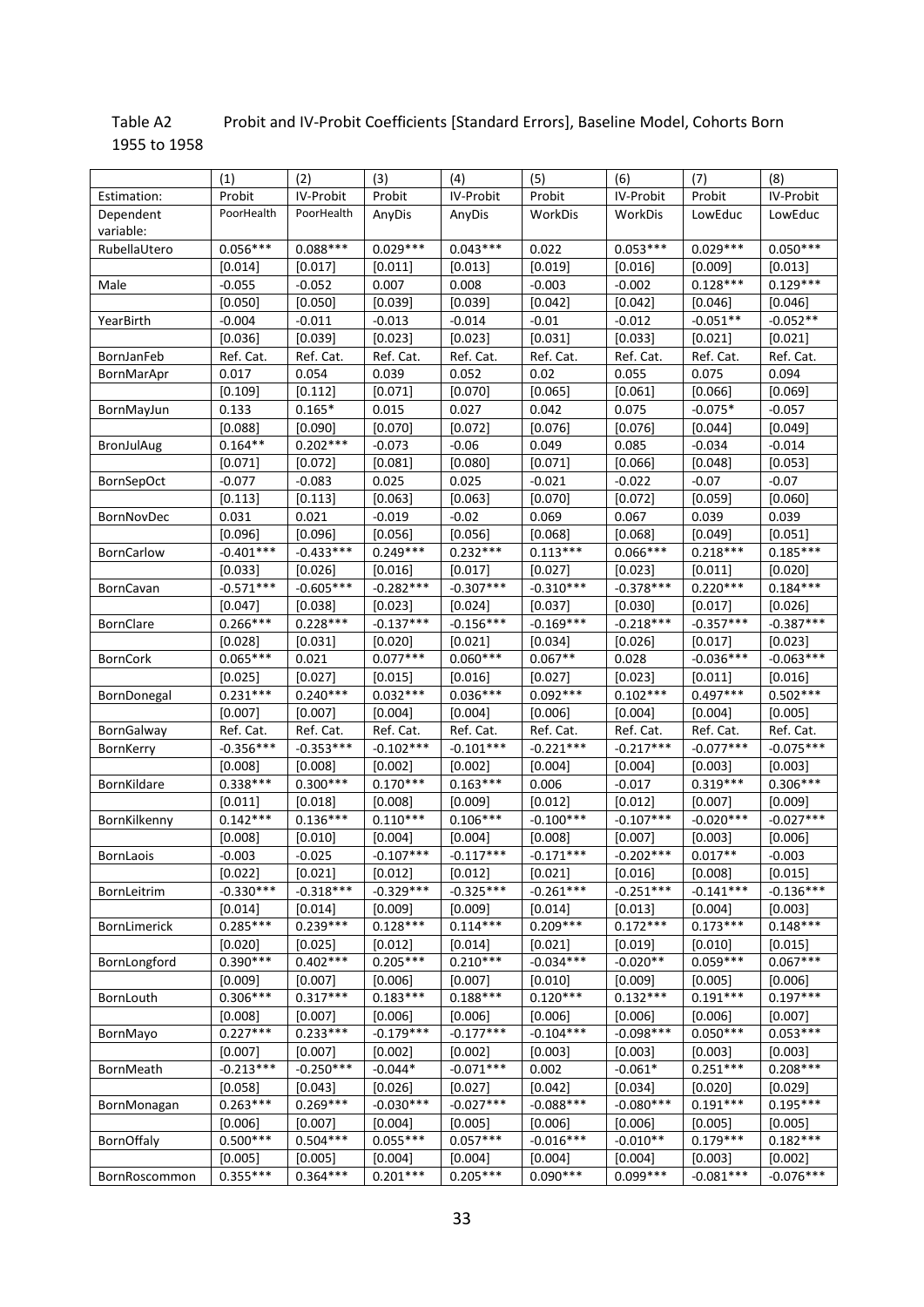Table A2 Probit and IV-Probit Coefficients [Standard Errors], Baseline Model, Cohorts Born 1955 to 1958

| | (1) | (2) | (3) | (4) | (5) | (6) | (7) | (8) |
|---|---|---|---|---|---|---|---|---|
| Estimation: | Probit | IV-Probit | Probit | IV-Probit | Probit | IV-Probit | Probit | IV-Probit |
| Dependent variable: | PoorHealth | PoorHealth | AnyDis | AnyDis | WorkDis | WorkDis | LowEduc | LowEduc |
| RubellaUtero | 0.056*** | 0.088*** | 0.029*** | 0.043*** | 0.022 | 0.053*** | 0.029*** | 0.050*** |
| | [0.014] | [0.017] | [0.011] | [0.013] | [0.019] | [0.016] | [0.009] | [0.013] |
| Male | -0.055 | -0.052 | 0.007 | 0.008 | -0.003 | -0.002 | 0.128*** | 0.129*** |
| | [0.050] | [0.050] | [0.039] | [0.039] | [0.042] | [0.042] | [0.046] | [0.046] |
| YearBirth | -0.004 | -0.011 | -0.013 | -0.014 | -0.01 | -0.012 | -0.051** | -0.052** |
| | [0.036] | [0.039] | [0.023] | [0.023] | [0.031] | [0.033] | [0.021] | [0.021] |
| BornJanFeb | Ref. Cat. | Ref. Cat. | Ref. Cat. | Ref. Cat. | Ref. Cat. | Ref. Cat. | Ref. Cat. | Ref. Cat. |
| BornMarApr | 0.017 | 0.054 | 0.039 | 0.052 | 0.02 | 0.055 | 0.075 | 0.094 |
| | [0.109] | [0.112] | [0.071] | [0.070] | [0.065] | [0.061] | [0.066] | [0.069] |
| BornMayJun | 0.133 | 0.165* | 0.015 | 0.027 | 0.042 | 0.075 | -0.075* | -0.057 |
| | [0.088] | [0.090] | [0.070] | [0.072] | [0.076] | [0.076] | [0.044] | [0.049] |
| BronJulAug | 0.164** | 0.202*** | -0.073 | -0.06 | 0.049 | 0.085 | -0.034 | -0.014 |
| | [0.071] | [0.072] | [0.081] | [0.080] | [0.071] | [0.066] | [0.048] | [0.053] |
| BornSepOct | -0.077 | -0.083 | 0.025 | 0.025 | -0.021 | -0.022 | -0.07 | -0.07 |
| | [0.113] | [0.113] | [0.063] | [0.063] | [0.070] | [0.072] | [0.059] | [0.060] |
| BornNovDec | 0.031 | 0.021 | -0.019 | -0.02 | 0.069 | 0.067 | 0.039 | 0.039 |
| | [0.096] | [0.096] | [0.056] | [0.056] | [0.068] | [0.068] | [0.049] | [0.051] |
| BornCarlow | -0.401*** | -0.433*** | 0.249*** | 0.232*** | 0.113*** | 0.066*** | 0.218*** | 0.185*** |
| | [0.033] | [0.026] | [0.016] | [0.017] | [0.027] | [0.023] | [0.011] | [0.020] |
| BornCavan | -0.571*** | -0.605*** | -0.282*** | -0.307*** | -0.310*** | -0.378*** | 0.220*** | 0.184*** |
| | [0.047] | [0.038] | [0.023] | [0.024] | [0.037] | [0.030] | [0.017] | [0.026] |
| BornClare | 0.266*** | 0.228*** | -0.137*** | -0.156*** | -0.169*** | -0.218*** | -0.357*** | -0.387*** |
| | [0.028] | [0.031] | [0.020] | [0.021] | [0.034] | [0.026] | [0.017] | [0.023] |
| BornCork | 0.065*** | 0.021 | 0.077*** | 0.060*** | 0.067** | 0.028 | -0.036*** | -0.063*** |
| | [0.025] | [0.027] | [0.015] | [0.016] | [0.027] | [0.023] | [0.011] | [0.016] |
| BornDonegal | 0.231*** | 0.240*** | 0.032*** | 0.036*** | 0.092*** | 0.102*** | 0.497*** | 0.502*** |
| | [0.007] | [0.007] | [0.004] | [0.004] | [0.006] | [0.004] | [0.004] | [0.005] |
| BornGalway | Ref. Cat. | Ref. Cat. | Ref. Cat. | Ref. Cat. | Ref. Cat. | Ref. Cat. | Ref. Cat. | Ref. Cat. |
| BornKerry | -0.356*** | -0.353*** | -0.102*** | -0.101*** | -0.221*** | -0.217*** | -0.077*** | -0.075*** |
| | [0.008] | [0.008] | [0.002] | [0.002] | [0.004] | [0.004] | [0.003] | [0.003] |
| BornKildare | 0.338*** | 0.300*** | 0.170*** | 0.163*** | 0.006 | -0.017 | 0.319*** | 0.306*** |
| | [0.011] | [0.018] | [0.008] | [0.009] | [0.012] | [0.012] | [0.007] | [0.009] |
| BornKilkenny | 0.142*** | 0.136*** | 0.110*** | 0.106*** | -0.100*** | -0.107*** | -0.020*** | -0.027*** |
| | [0.008] | [0.010] | [0.004] | [0.004] | [0.008] | [0.007] | [0.003] | [0.006] |
| BornLaois | -0.003 | -0.025 | -0.107*** | -0.117*** | -0.171*** | -0.202*** | 0.017** | -0.003 |
| | [0.022] | [0.021] | [0.012] | [0.012] | [0.021] | [0.016] | [0.008] | [0.015] |
| BornLeitrim | -0.330*** | -0.318*** | -0.329*** | -0.325*** | -0.261*** | -0.251*** | -0.141*** | -0.136*** |
| | [0.014] | [0.014] | [0.009] | [0.009] | [0.014] | [0.013] | [0.004] | [0.003] |
| BornLimerick | 0.285*** | 0.239*** | 0.128*** | 0.114*** | 0.209*** | 0.172*** | 0.173*** | 0.148*** |
| | [0.020] | [0.025] | [0.012] | [0.014] | [0.021] | [0.019] | [0.010] | [0.015] |
| BornLongford | 0.390*** | 0.402*** | 0.205*** | 0.210*** | -0.034*** | -0.020** | 0.059*** | 0.067*** |
| | [0.009] | [0.007] | [0.006] | [0.007] | [0.010] | [0.009] | [0.005] | [0.006] |
| BornLouth | 0.306*** | 0.317*** | 0.183*** | 0.188*** | 0.120*** | 0.132*** | 0.191*** | 0.197*** |
| | [0.008] | [0.007] | [0.006] | [0.006] | [0.006] | [0.006] | [0.006] | [0.007] |
| BornMayo | 0.227*** | 0.233*** | -0.179*** | -0.177*** | -0.104*** | -0.098*** | 0.050*** | 0.053*** |
| | [0.007] | [0.007] | [0.002] | [0.002] | [0.003] | [0.003] | [0.003] | [0.003] |
| BornMeath | -0.213*** | -0.250*** | -0.044* | -0.071*** | 0.002 | -0.061* | 0.251*** | 0.208*** |
| | [0.058] | [0.043] | [0.026] | [0.027] | [0.042] | [0.034] | [0.020] | [0.029] |
| BornMonagan | 0.263*** | 0.269*** | -0.030*** | -0.027*** | -0.088*** | -0.080*** | 0.191*** | 0.195*** |
| | [0.006] | [0.007] | [0.004] | [0.005] | [0.006] | [0.006] | [0.005] | [0.005] |
| BornOffaly | 0.500*** | 0.504*** | 0.055*** | 0.057*** | -0.016*** | -0.010** | 0.179*** | 0.182*** |
| | [0.005] | [0.005] | [0.004] | [0.004] | [0.004] | [0.004] | [0.003] | [0.002] |
| BornRoscommon | 0.355*** | 0.364*** | 0.201*** | 0.205*** | 0.090*** | 0.099*** | -0.081*** | -0.076*** |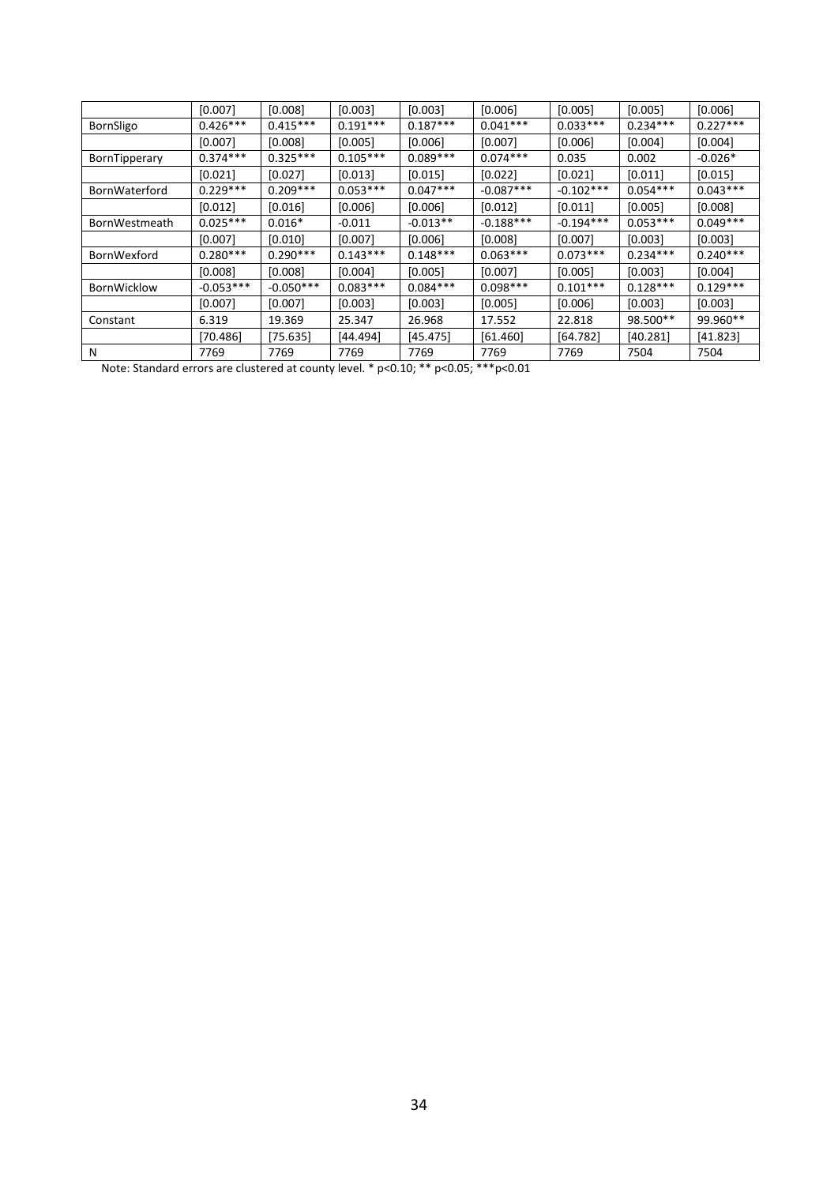| | | | | | | | | |
|---|---|---|---|---|---|---|---|---|
| | [0.007] | [0.008] | [0.003] | [0.003] | [0.006] | [0.005] | [0.005] | [0.006] |
| BornSligo | 0.426*** | 0.415*** | 0.191*** | 0.187*** | 0.041*** | 0.033*** | 0.234*** | 0.227*** |
| | [0.007] | [0.008] | [0.005] | [0.006] | [0.007] | [0.006] | [0.004] | [0.004] |
| BornTipperary | 0.374*** | 0.325*** | 0.105*** | 0.089*** | 0.074*** | 0.035 | 0.002 | -0.026* |
| | [0.021] | [0.027] | [0.013] | [0.015] | [0.022] | [0.021] | [0.011] | [0.015] |
| BornWaterford | 0.229*** | 0.209*** | 0.053*** | 0.047*** | -0.087*** | -0.102*** | 0.054*** | 0.043*** |
| | [0.012] | [0.016] | [0.006] | [0.006] | [0.012] | [0.011] | [0.005] | [0.008] |
| BornWestmeath | 0.025*** | 0.016* | -0.011 | -0.013** | -0.188*** | -0.194*** | 0.053*** | 0.049*** |
| | [0.007] | [0.010] | [0.007] | [0.006] | [0.008] | [0.007] | [0.003] | [0.003] |
| BornWexford | 0.280*** | 0.290*** | 0.143*** | 0.148*** | 0.063*** | 0.073*** | 0.234*** | 0.240*** |
| | [0.008] | [0.008] | [0.004] | [0.005] | [0.007] | [0.005] | [0.003] | [0.004] |
| BornWicklow | -0.053*** | -0.050*** | 0.083*** | 0.084*** | 0.098*** | 0.101*** | 0.128*** | 0.129*** |
| | [0.007] | [0.007] | [0.003] | [0.003] | [0.005] | [0.006] | [0.003] | [0.003] |
| Constant | 6.319 | 19.369 | 25.347 | 26.968 | 17.552 | 22.818 | 98.500** | 99.960** |
| | [70.486] | [75.635] | [44.494] | [45.475] | [61.460] | [64.782] | [40.281] | [41.823] |
| N | 7769 | 7769 | 7769 | 7769 | 7769 | 7769 | 7504 | 7504 |

Note: Standard errors are clustered at county level. * p<0.10; ** p<0.05; ***p<0.01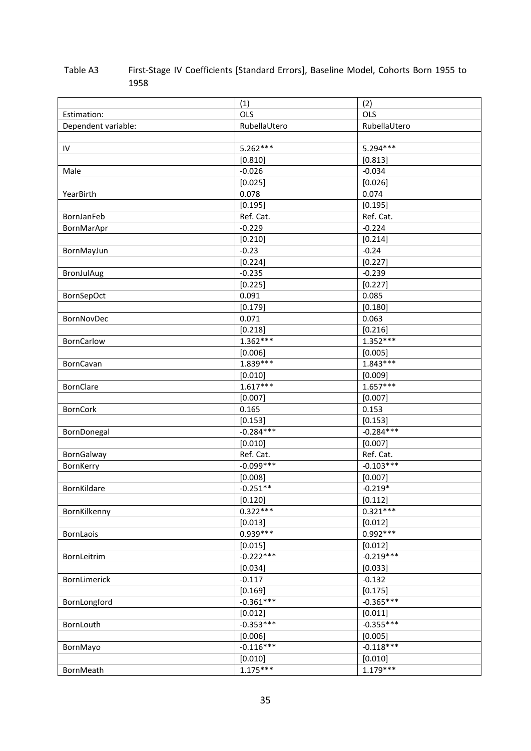Table A3 First-Stage IV Coefficients [Standard Errors], Baseline Model, Cohorts Born 1955 to 1958

| | (1) | (2) |
|---|---|---|
| Estimation: | OLS | OLS |
| Dependent variable: | RubellaUtero | RubellaUtero |
| | | |
| IV | 5.262*** | 5.294*** |
| | [0.810] | [0.813] |
| Male | -0.026 | -0.034 |
| | [0.025] | [0.026] |
| YearBirth | 0.078 | 0.074 |
| | [0.195] | [0.195] |
| BornJanFeb | Ref. Cat. | Ref. Cat. |
| BornMarApr | -0.229 | -0.224 |
| | [0.210] | [0.214] |
| BornMayJun | -0.23 | -0.24 |
| | [0.224] | [0.227] |
| BronJulAug | -0.235 | -0.239 |
| | [0.225] | [0.227] |
| BornSepOct | 0.091 | 0.085 |
| | [0.179] | [0.180] |
| BornNovDec | 0.071 | 0.063 |
| | [0.218] | [0.216] |
| BornCarlow | 1.362*** | 1.352*** |
| | [0.006] | [0.005] |
| BornCavan | 1.839*** | 1.843*** |
| | [0.010] | [0.009] |
| BornClare | 1.617*** | 1.657*** |
| | [0.007] | [0.007] |
| BornCork | 0.165 | 0.153 |
| | [0.153] | [0.153] |
| BornDonegal | -0.284*** | -0.284*** |
| | [0.010] | [0.007] |
| BornGalway | Ref. Cat. | Ref. Cat. |
| BornKerry | -0.099*** | -0.103*** |
| | [0.008] | [0.007] |
| BornKildare | -0.251** | -0.219* |
| | [0.120] | [0.112] |
| BornKilkenny | 0.322*** | 0.321*** |
| | [0.013] | [0.012] |
| BornLaois | 0.939*** | 0.992*** |
| | [0.015] | [0.012] |
| BornLeitrim | -0.222*** | -0.219*** |
| | [0.034] | [0.033] |
| BornLimerick | -0.117 | -0.132 |
| | [0.169] | [0.175] |
| BornLongford | -0.361*** | -0.365*** |
| | [0.012] | [0.011] |
| BornLouth | -0.353*** | -0.355*** |
| | [0.006] | [0.005] |
| BornMayo | -0.116*** | -0.118*** |
| | [0.010] | [0.010] |
| BornMeath | 1.175*** | 1.179*** |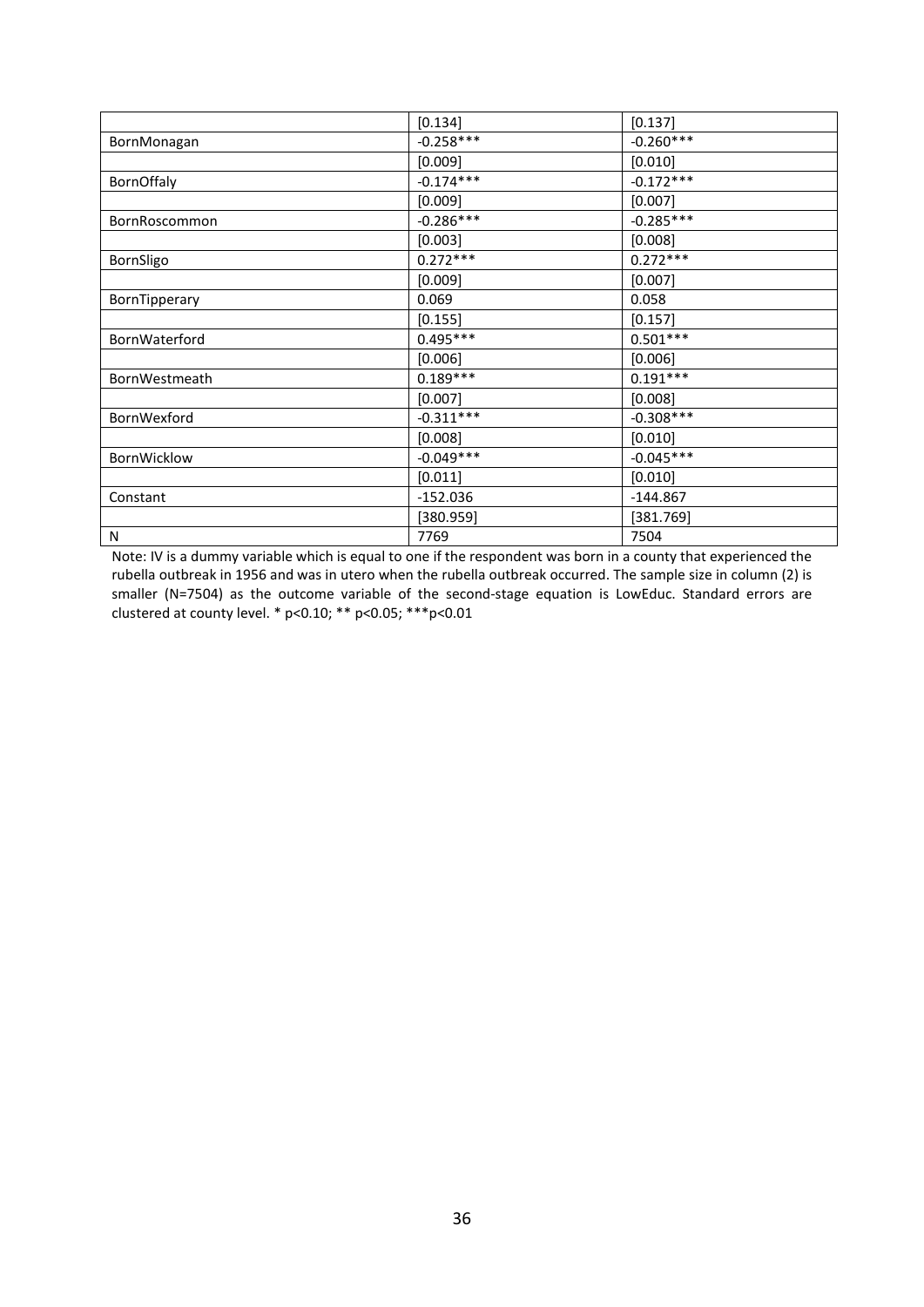| | | |
|---|---|---|
| | [0.134] | [0.137] |
| BornMonagan | -0.258*** | -0.260*** |
| | [0.009] | [0.010] |
| BornOffaly | -0.174*** | -0.172*** |
| | [0.009] | [0.007] |
| BornRoscommon | -0.286*** | -0.285*** |
| | [0.003] | [0.008] |
| BornSligo | 0.272*** | 0.272*** |
| | [0.009] | [0.007] |
| BornTipperary | 0.069 | 0.058 |
| | [0.155] | [0.157] |
| BornWaterford | 0.495*** | 0.501*** |
| | [0.006] | [0.006] |
| BornWestmeath | 0.189*** | 0.191*** |
| | [0.007] | [0.008] |
| BornWexford | -0.311*** | -0.308*** |
| | [0.008] | [0.010] |
| BornWicklow | -0.049*** | -0.045*** |
| | [0.011] | [0.010] |
| Constant | -152.036 | -144.867 |
| | [380.959] | [381.769] |
| N | 7769 | 7504 |

Note: IV is a dummy variable which is equal to one if the respondent was born in a county that experienced the rubella outbreak in 1956 and was in utero when the rubella outbreak occurred. The sample size in column (2) is smaller (N=7504) as the outcome variable of the second-stage equation is LowEduc. Standard errors are clustered at county level. * p<0.10; ** p<0.05; ***p<0.01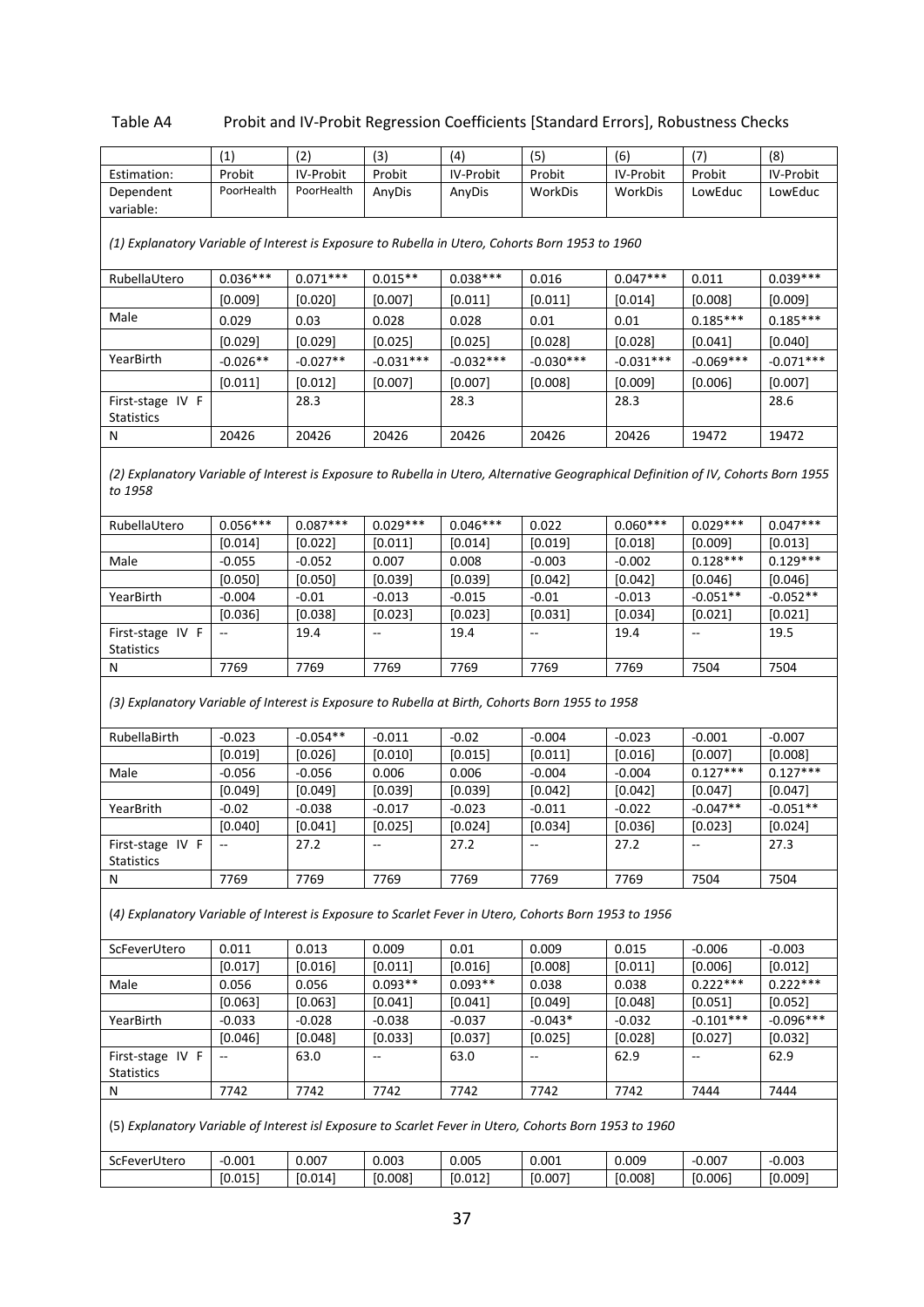Table A4 Probit and IV-Probit Regression Coefficients [Standard Errors], Robustness Checks

| | (1) | (2) | (3) | (4) | (5) | (6) | (7) | (8) |
|---|---|---|---|---|---|---|---|---|
| Estimation: | Probit | IV-Probit | Probit | IV-Probit | Probit | IV-Probit | Probit | IV-Probit |
| Dependent variable: | PoorHealth | PoorHealth | AnyDis | AnyDis | WorkDis | WorkDis | LowEduc | LowEduc |
| *(1) Explanatory Variable of Interest is Exposure to Rubella in Utero, Cohorts Born 1953 to 1960* | | | | | | | | |
| RubellaUtero | 0.036*** | 0.071*** | 0.015** | 0.038*** | 0.016 | 0.047*** | 0.011 | 0.039*** |
| | [0.009] | [0.020] | [0.007] | [0.011] | [0.011] | [0.014] | [0.008] | [0.009] |
| Male | 0.029 | 0.03 | 0.028 | 0.028 | 0.01 | 0.01 | 0.185*** | 0.185*** |
| | [0.029] | [0.029] | [0.025] | [0.025] | [0.028] | [0.028] | [0.041] | [0.040] |
| YearBirth | -0.026** | -0.027** | -0.031*** | -0.032*** | -0.030*** | -0.031*** | -0.069*** | -0.071*** |
| | [0.011] | [0.012] | [0.007] | [0.007] | [0.008] | [0.009] | [0.006] | [0.007] |
| First-stage IV F Statistics | | 28.3 | | 28.3 | | 28.3 | | 28.6 |
| N | 20426 | 20426 | 20426 | 20426 | 20426 | 20426 | 19472 | 19472 |
| *(2) Explanatory Variable of Interest is Exposure to Rubella in Utero, Alternative Geographical Definition of IV, Cohorts Born 1955 to 1958* | | | | | | | | |
| RubellaUtero | 0.056*** | 0.087*** | 0.029*** | 0.046*** | 0.022 | 0.060*** | 0.029*** | 0.047*** |
| | [0.014] | [0.022] | [0.011] | [0.014] | [0.019] | [0.018] | [0.009] | [0.013] |
| Male | -0.055 | -0.052 | 0.007 | 0.008 | -0.003 | -0.002 | 0.128*** | 0.129*** |
| | [0.050] | [0.050] | [0.039] | [0.039] | [0.042] | [0.042] | [0.046] | [0.046] |
| YearBirth | -0.004 | -0.01 | -0.013 | -0.015 | -0.01 | -0.013 | -0.051** | -0.052** |
| | [0.036] | [0.038] | [0.023] | [0.023] | [0.031] | [0.034] | [0.021] | [0.021] |
| First-stage IV F Statistics | -- | 19.4 | -- | 19.4 | -- | 19.4 | -- | 19.5 |
| N | 7769 | 7769 | 7769 | 7769 | 7769 | 7769 | 7504 | 7504 |
| *(3) Explanatory Variable of Interest is Exposure to Rubella at Birth, Cohorts Born 1955 to 1958* | | | | | | | | |
| RubellaBirth | -0.023 | -0.054** | -0.011 | -0.02 | -0.004 | -0.023 | -0.001 | -0.007 |
| | [0.019] | [0.026] | [0.010] | [0.015] | [0.011] | [0.016] | [0.007] | [0.008] |
| Male | -0.056 | -0.056 | 0.006 | 0.006 | -0.004 | -0.004 | 0.127*** | 0.127*** |
| | [0.049] | [0.049] | [0.039] | [0.039] | [0.042] | [0.042] | [0.047] | [0.047] |
| YearBrith | -0.02 | -0.038 | -0.017 | -0.023 | -0.011 | -0.022 | -0.047** | -0.051** |
| | [0.040] | [0.041] | [0.025] | [0.024] | [0.034] | [0.036] | [0.023] | [0.024] |
| First-stage IV F Statistics | -- | 27.2 | -- | 27.2 | -- | 27.2 | -- | 27.3 |
| N | 7769 | 7769 | 7769 | 7769 | 7769 | 7769 | 7504 | 7504 |
| (*4) Explanatory Variable of Interest is Exposure to Scarlet Fever in Utero, Cohorts Born 1953 to 1956* | | | | | | | | |
| ScFeverUtero | 0.011 | 0.013 | 0.009 | 0.01 | 0.009 | 0.015 | -0.006 | -0.003 |
| | [0.017] | [0.016] | [0.011] | [0.016] | [0.008] | [0.011] | [0.006] | [0.012] |
| Male | 0.056 | 0.056 | 0.093** | 0.093** | 0.038 | 0.038 | 0.222*** | 0.222*** |
| | [0.063] | [0.063] | [0.041] | [0.041] | [0.049] | [0.048] | [0.051] | [0.052] |
| YearBirth | -0.033 | -0.028 | -0.038 | -0.037 | -0.043* | -0.032 | -0.101*** | -0.096*** |
| | [0.046] | [0.048] | [0.033] | [0.037] | [0.025] | [0.028] | [0.027] | [0.032] |
| First-stage IV F Statistics | -- | 63.0 | -- | 63.0 | -- | 62.9 | -- | 62.9 |
| N | 7742 | 7742 | 7742 | 7742 | 7742 | 7742 | 7444 | 7444 |
| (5) *Explanatory Variable of Interest isl Exposure to Scarlet Fever in Utero, Cohorts Born 1953 to 1960* | | | | | | | | |
| ScFeverUtero | -0.001 | 0.007 | 0.003 | 0.005 | 0.001 | 0.009 | -0.007 | -0.003 |
| | [0.015] | [0.014] | [0.008] | [0.012] | [0.007] | [0.008] | [0.006] | [0.009] |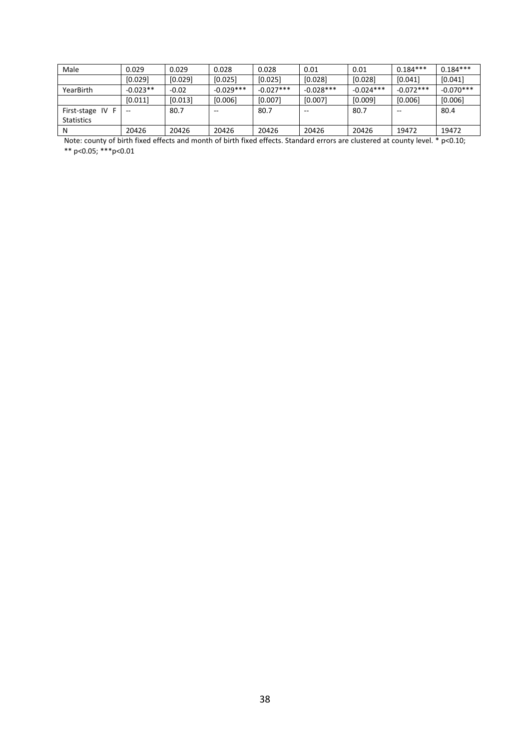| | | | | | | | | |
|---|---|---|---|---|---|---|---|---|
| Male | 0.029 | 0.029 | 0.028 | 0.028 | 0.01 | 0.01 | 0.184*** | 0.184*** |
| | [0.029] | [0.029] | [0.025] | [0.025] | [0.028] | [0.028] | [0.041] | [0.041] |
| YearBirth | -0.023** | -0.02 | -0.029*** | -0.027*** | -0.028*** | -0.024*** | -0.072*** | -0.070*** |
| | [0.011] | [0.013] | [0.006] | [0.007] | [0.007] | [0.009] | [0.006] | [0.006] |
| First-stage IV F Statistics | -- | 80.7 | -- | 80.7 | -- | 80.7 | -- | 80.4 |
| N | 20426 | 20426 | 20426 | 20426 | 20426 | 20426 | 19472 | 19472 |

Note: county of birth fixed effects and month of birth fixed effects. Standard errors are clustered at county level. * p<0.10; ** p<0.05; ***p<0.01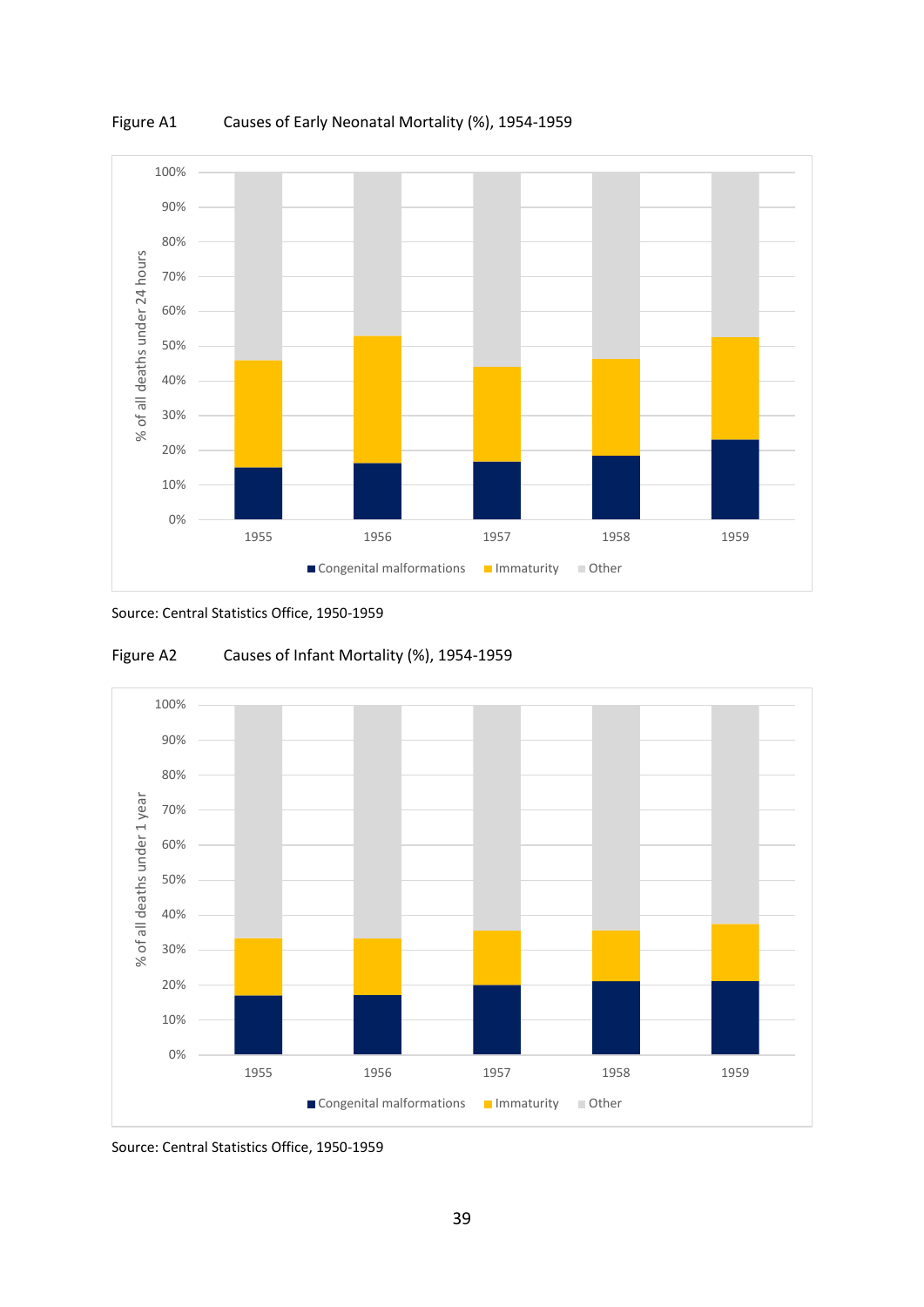Figure A1 Causes of Early Neonatal Mortality (%), 1954-1959

100%
90%
80%
70%
60%
50%
40%
30%
20%
10%
0%

% of all deaths under 24 hours

1955
1956
1957
1958
1959

Congenital malformations
Immaturity
Other

Source: Central Statistics Office, 1950-1959

Figure A2 Causes of Infant Mortality (%), 1954-1959

100%
90%
80%
70%
60%
50%
40%
30%
20%
10%
0%

% of all deaths under 1 year

1955
1956
1957
1958
1959

Congenital malformations
Immaturity
Other

Source: Central Statistics Office, 1950-1959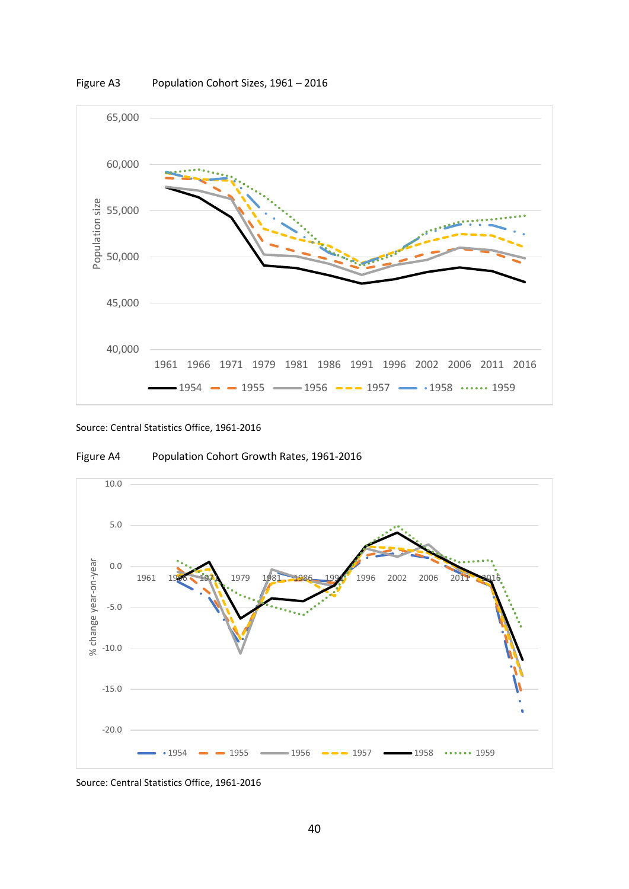Figure A3 Population Cohort Sizes, 1961 – 2016

Source: Central Statistics Office, 1961-2016

Figure A4 Population Cohort Growth Rates, 1961-2016

Source: Central Statistics Office, 1961-2016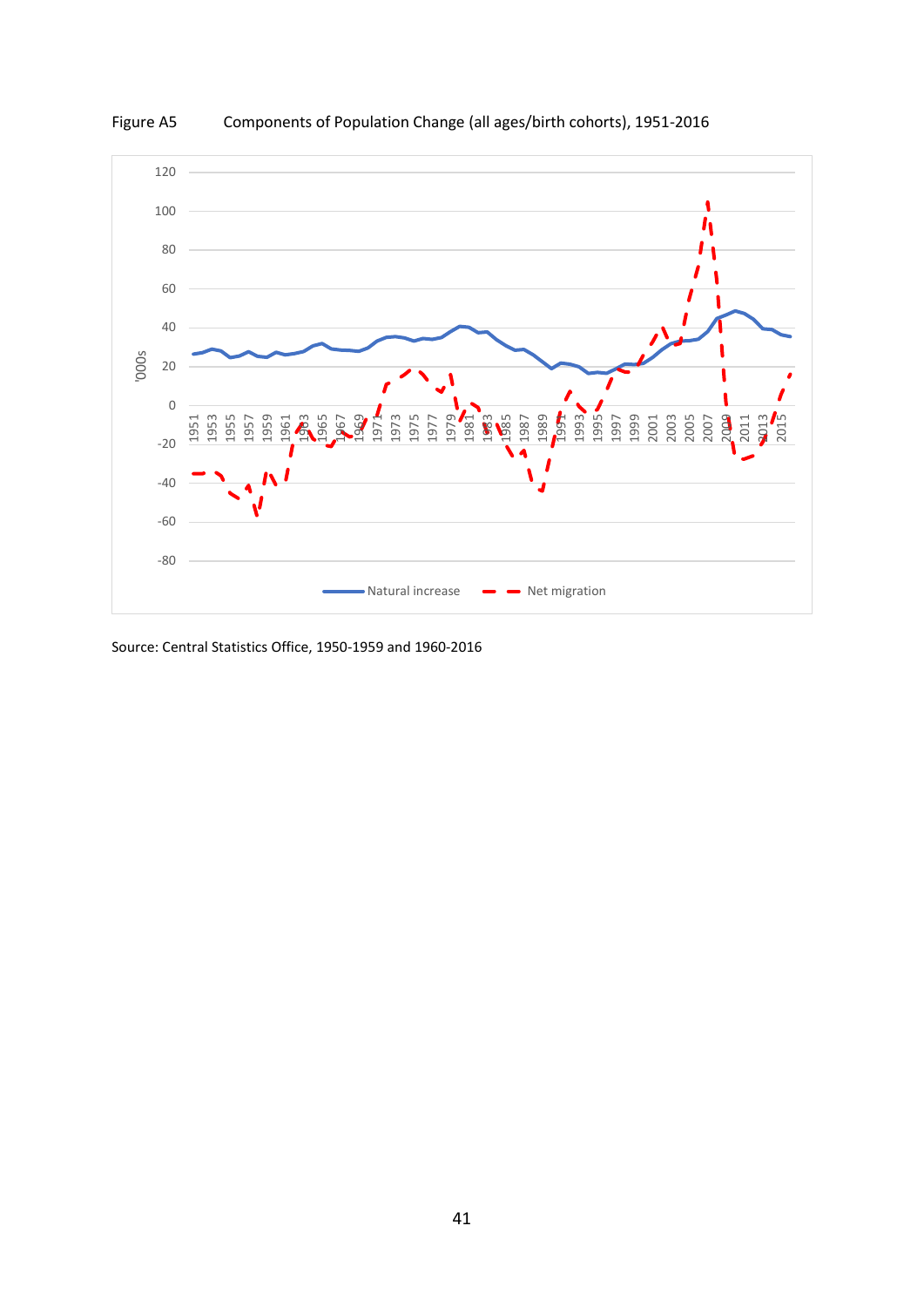Figure A5 Components of Population Change (all ages/birth cohorts), 1951-2016

120
100
80
60
40
20
0
-20
-40
-60
-80

'000s

1951 1953 1955 1957 1959 1961 1963 1965 1967 1969 1971 1973 1975 1977 1979 1981 1983 1985 1987 1989 1991 1993 1995 1997 1999 2001 2003 2005 2007 2009 2011 2013 2015

Natural increase
Net migration

Source: Central Statistics Office, 1950-1959 and 1960-2016